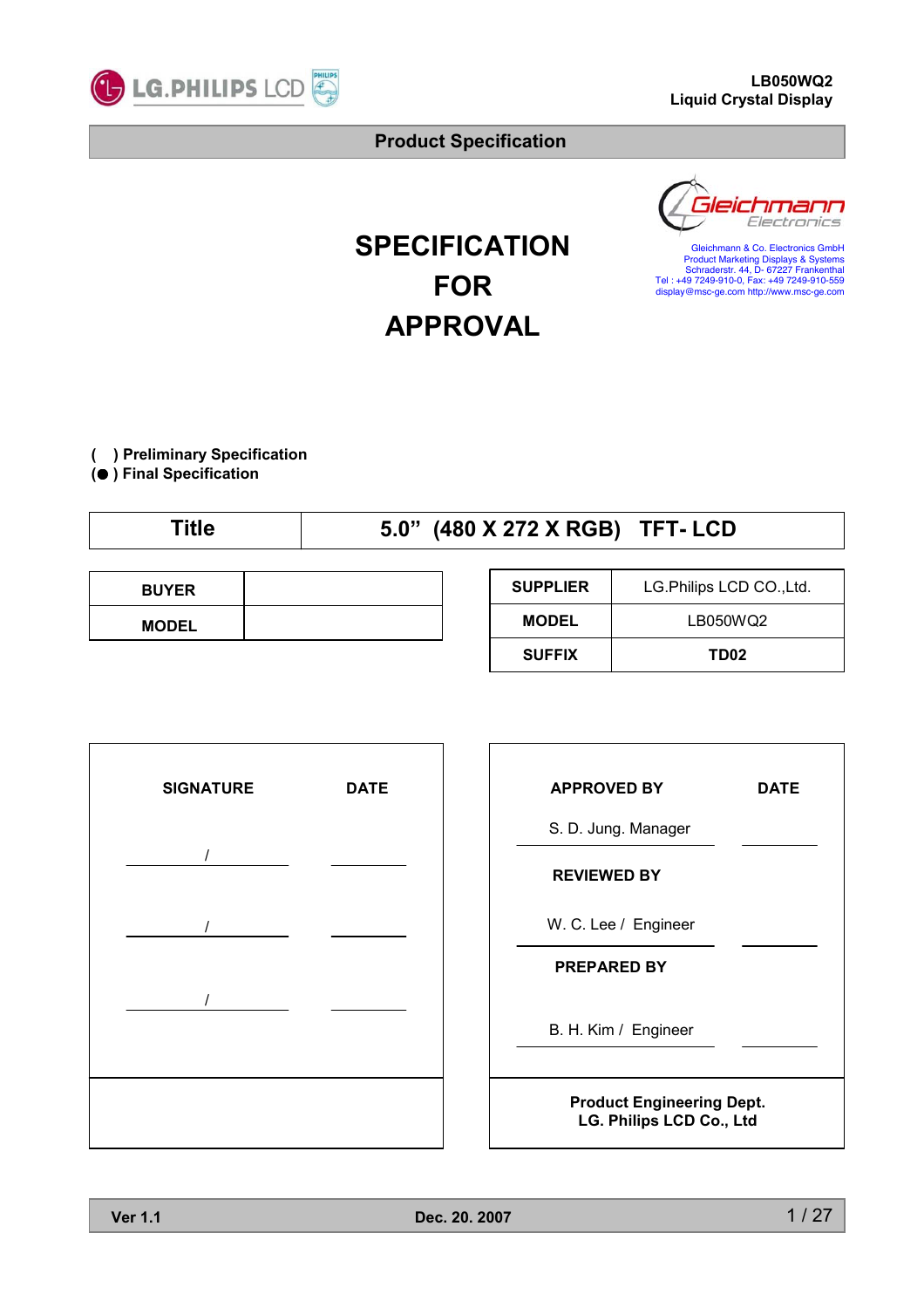LB050WQ2
Liquid Crystal Display

## Product Specification

Gleichmann & Co. Electronics GmbH
Product Marketing Displays & Systems
Schraderstr. 44, D- 67227 Frankenthal
Tel : +49 7249-910-0, Fax: +49 7249-910-559
display@msc-ge.com http://www.msc-ge.com

# SPECIFICATION FOR APPROVAL

**( ) Preliminary Specification**
**(●) Final Specification**

| Title | 5.0" (480 X 272 X RGB) TFT- LCD |
|---|---|

| BUYER | |
|---|---|
| MODEL | |

| SUPPLIER | LG.Philips LCD CO.,Ltd. |
|---|---|
| MODEL | LB050WQ2 |
| SUFFIX | TD02 |

| SIGNATURE | DATE |
|---|---|
| / | |
| / | |
| / | |

| APPROVED BY | DATE |
|---|---|
| S. D. Jung. Manager | |
| **REVIEWED BY** | |
| W. C. Lee / Engineer | |
| **PREPARED BY** | |
| B. H. Kim / Engineer | |
| **Product Engineering Dept. LG. Philips LCD Co., Ltd** | |

Ver 1.1 Dec. 20. 2007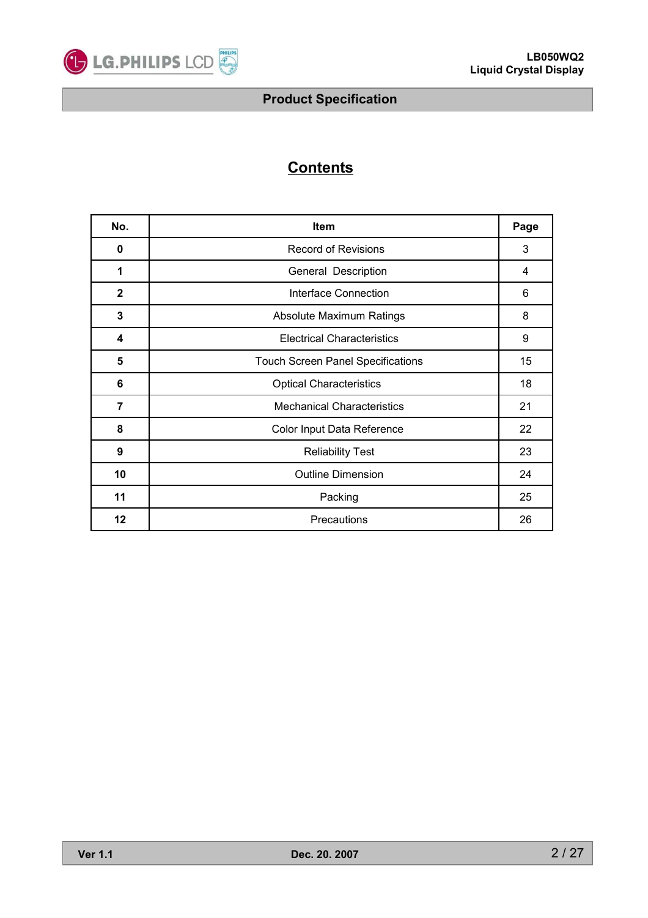# Contents

| No. | Item | Page |
| --- | --- | --- |
| **0** | Record of Revisions | 3 |
| **1** | General  Description | 4 |
| **2** | Interface Connection | 6 |
| **3** | Absolute Maximum Ratings | 8 |
| **4** | Electrical Characteristics | 9 |
| **5** | Touch Screen Panel Specifications | 15 |
| **6** | Optical Characteristics | 18 |
| **7** | Mechanical Characteristics | 21 |
| **8** | Color Input Data Reference | 22 |
| **9** | Reliability Test | 23 |
| **10** | Outline Dimension | 24 |
| **11** | Packing | 25 |
| **12** | Precautions | 26 |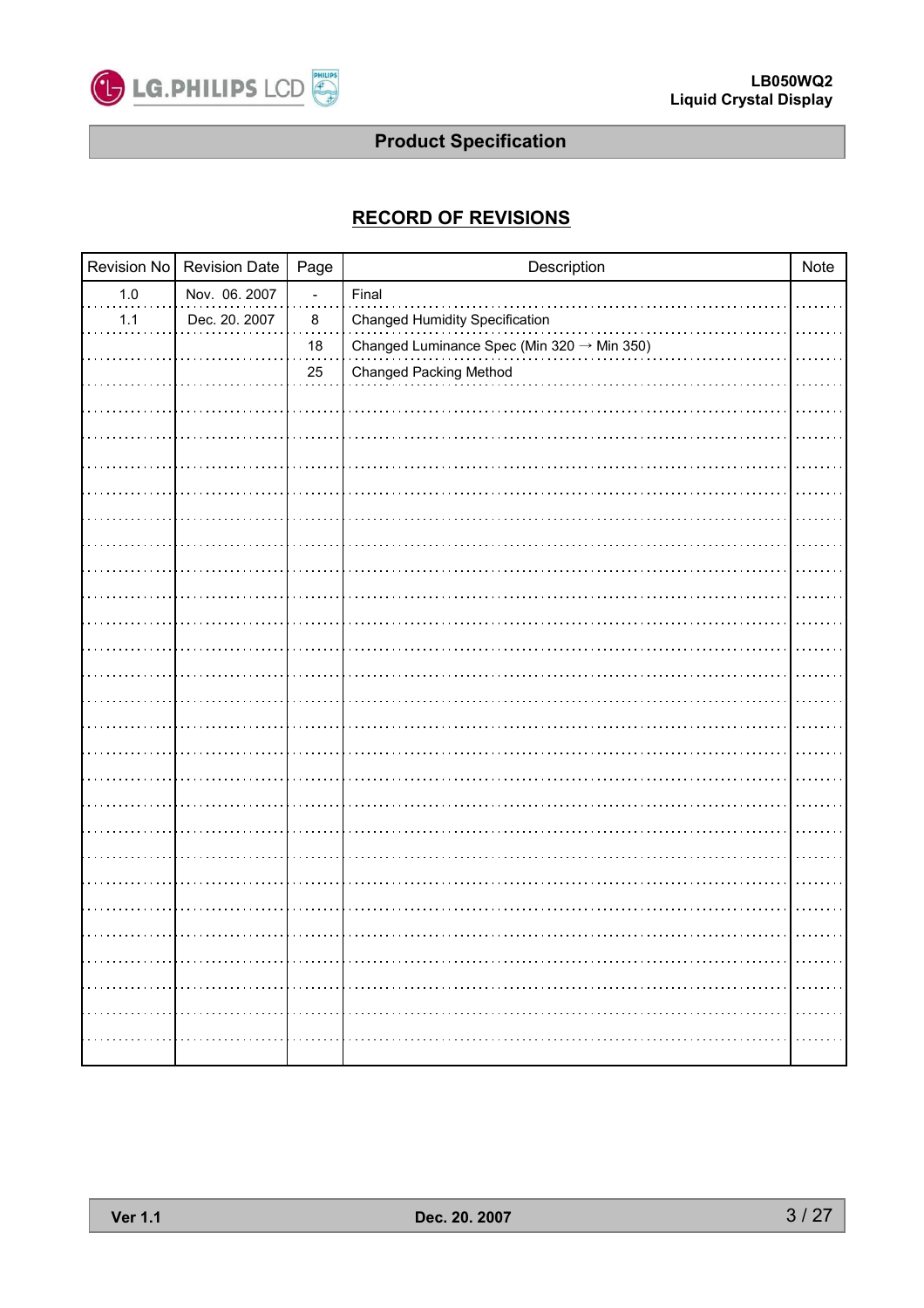## RECORD OF REVISIONS

| Revision No | Revision Date | Page | Description | Note |
|---|---|---|---|---|
| 1.0 | Nov. 06. 2007 | - | Final | |
| 1.1 | Dec. 20. 2007 | 8 | Changed Humidity Specification | |
| | | 18 | Changed Luminance Spec (Min 320 → Min 350) | |
| | | 25 | Changed Packing Method | |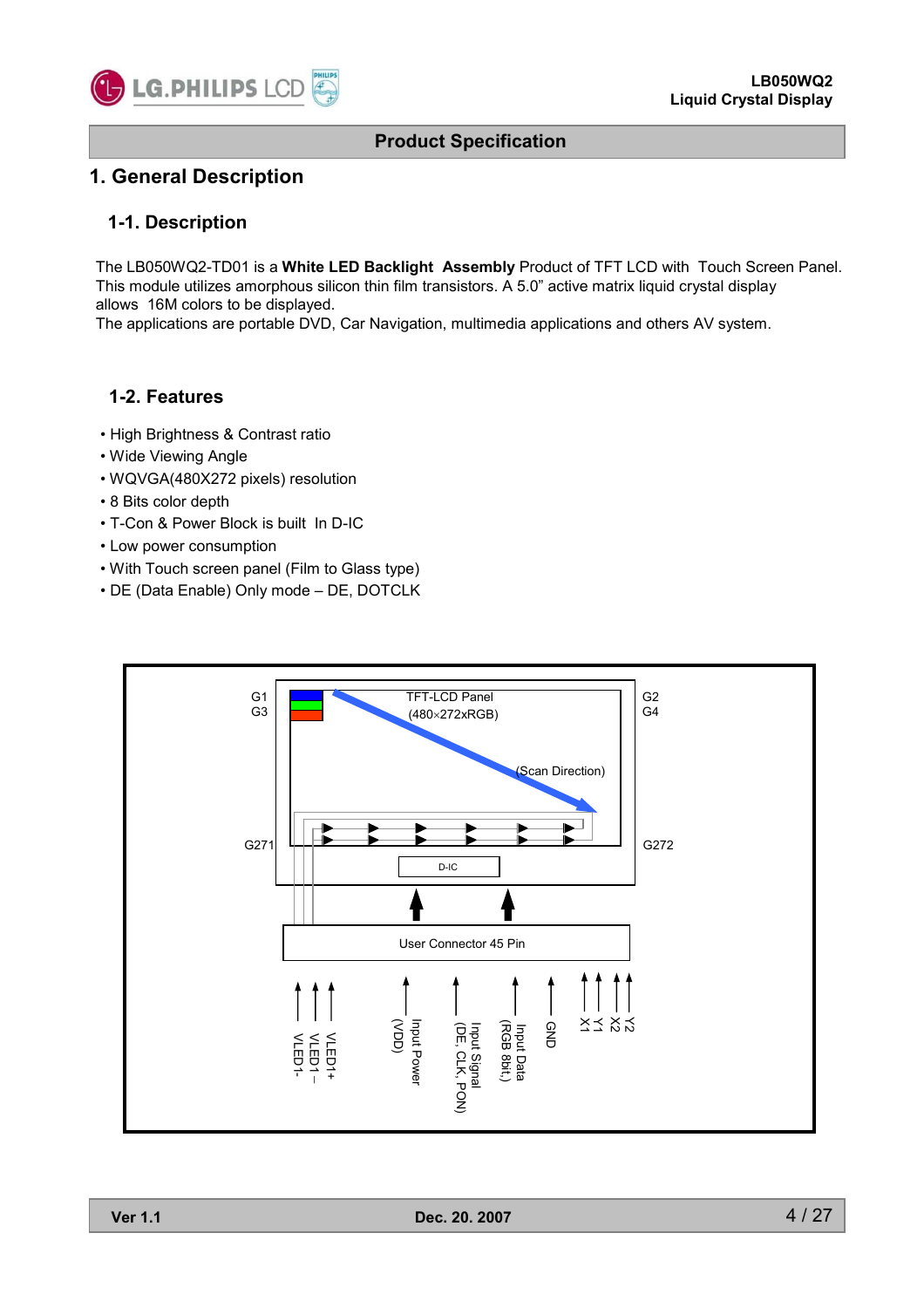# 1. General Description

## 1-1. Description

The LB050WQ2-TD01 is a **White LED Backlight Assembly** Product of TFT LCD with Touch Screen Panel. This module utilizes amorphous silicon thin film transistors. A 5.0” active matrix liquid crystal display allows 16M colors to be displayed.
The applications are portable DVD, Car Navigation, multimedia applications and others AV system.

## 1-2. Features

- High Brightness & Contrast ratio
- Wide Viewing Angle
- WQVGA(480X272 pixels) resolution
- 8 Bits color depth
- T-Con & Power Block is built In D-IC
- Low power consumption
- With Touch screen panel (Film to Glass type)
- DE (Data Enable) Only mode – DE, DOTCLK

G1
G3
TFT-LCD Panel
(480×272xRGB)
G2
G4
(Scan Direction)
G271
G272
D-IC
User Connector 45 Pin
VLED1-
VLED1 –
VLED1+
Input Power
(VDD)
Input Signal
(DE, CLK, PON)
Input Data
(RGB 8bit,)
GND
X1
Y1
X2
Y2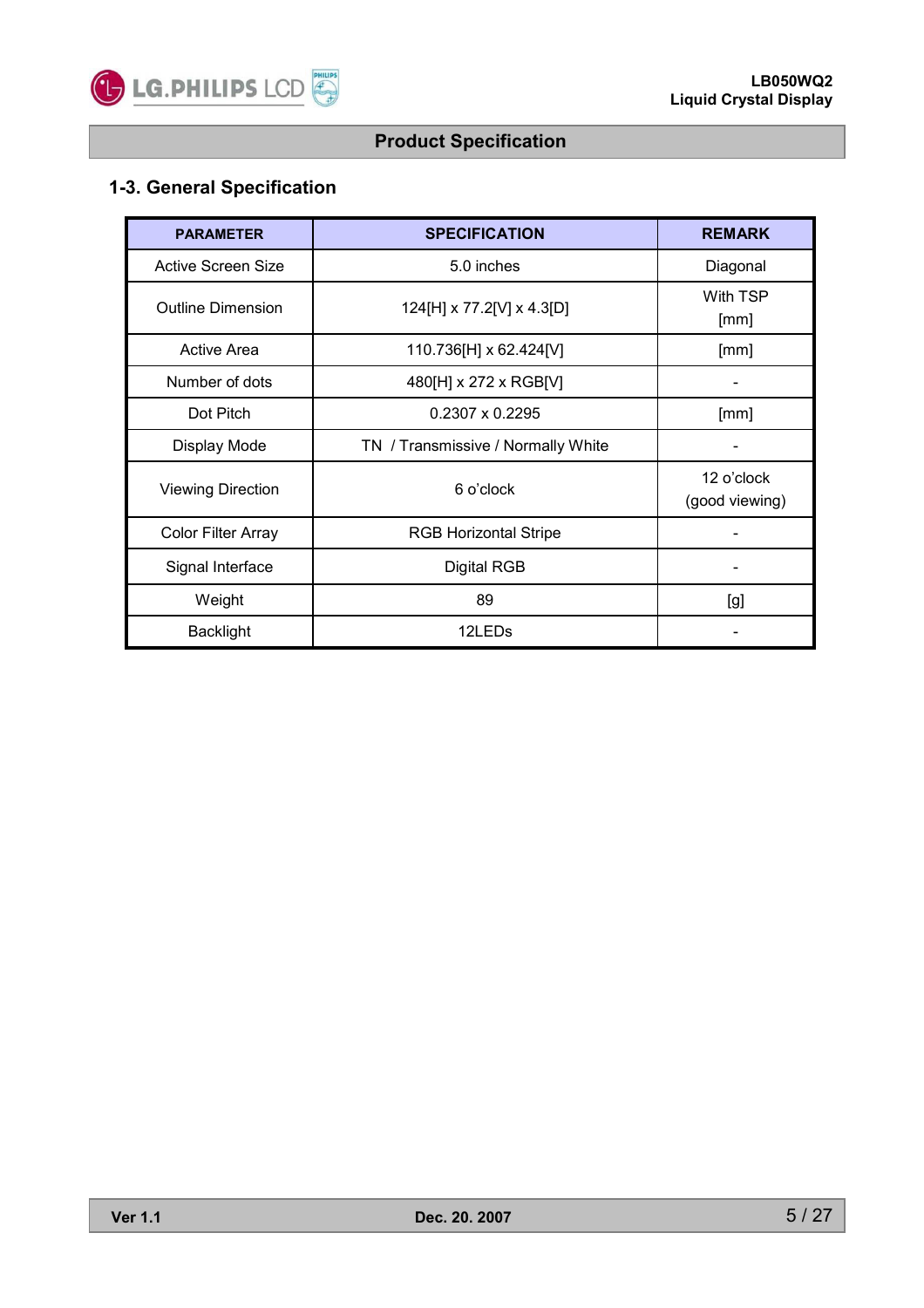## 1-3. General Specification

| PARAMETER | SPECIFICATION | REMARK |
|---|---|---|
| Active Screen Size | 5.0 inches | Diagonal |
| Outline Dimension | 124[H] x 77.2[V] x 4.3[D] | With TSP [mm] |
| Active Area | 110.736[H] x 62.424[V] | [mm] |
| Number of dots | 480[H] x 272 x RGB[V] | - |
| Dot Pitch | 0.2307 x 0.2295 | [mm] |
| Display Mode | TN / Transmissive / Normally White | - |
| Viewing Direction | 6 o'clock | 12 o'clock (good viewing) |
| Color Filter Array | RGB Horizontal Stripe | - |
| Signal Interface | Digital RGB | - |
| Weight | 89 | [g] |
| Backlight | 12LEDs | - |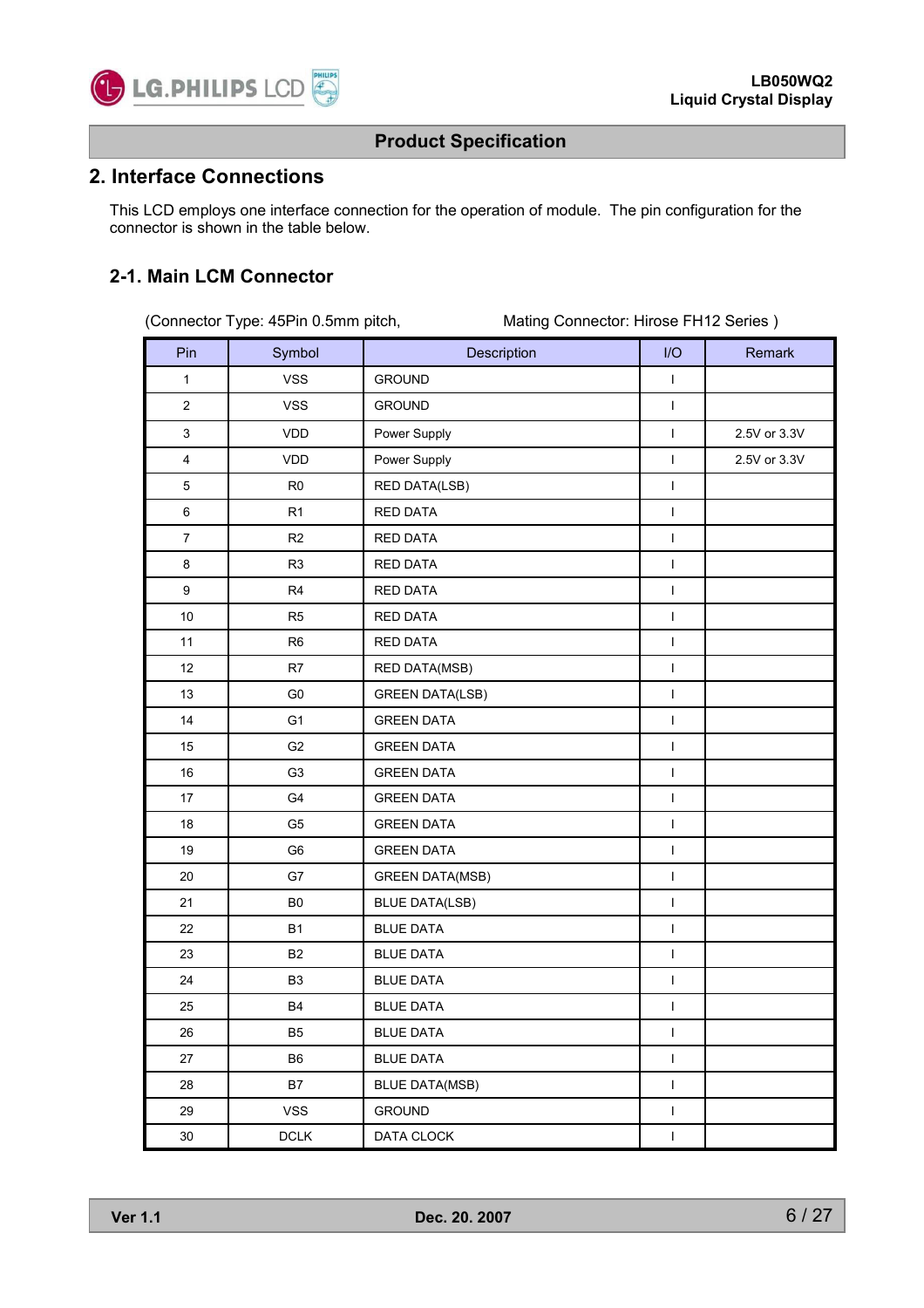## 2. Interface Connections

This LCD employs one interface connection for the operation of module. The pin configuration for the connector is shown in the table below.

### 2-1. Main LCM Connector

(Connector Type: 45Pin 0.5mm pitch, Mating Connector: Hirose FH12 Series )

| Pin | Symbol | Description | I/O | Remark |
|---|---|---|---|---|
| 1 | VSS | GROUND | I | |
| 2 | VSS | GROUND | I | |
| 3 | VDD | Power Supply | I | 2.5V or 3.3V |
| 4 | VDD | Power Supply | I | 2.5V or 3.3V |
| 5 | R0 | RED DATA(LSB) | I | |
| 6 | R1 | RED DATA | I | |
| 7 | R2 | RED DATA | I | |
| 8 | R3 | RED DATA | I | |
| 9 | R4 | RED DATA | I | |
| 10 | R5 | RED DATA | I | |
| 11 | R6 | RED DATA | I | |
| 12 | R7 | RED DATA(MSB) | I | |
| 13 | G0 | GREEN DATA(LSB) | I | |
| 14 | G1 | GREEN DATA | I | |
| 15 | G2 | GREEN DATA | I | |
| 16 | G3 | GREEN DATA | I | |
| 17 | G4 | GREEN DATA | I | |
| 18 | G5 | GREEN DATA | I | |
| 19 | G6 | GREEN DATA | I | |
| 20 | G7 | GREEN DATA(MSB) | I | |
| 21 | B0 | BLUE DATA(LSB) | I | |
| 22 | B1 | BLUE DATA | I | |
| 23 | B2 | BLUE DATA | I | |
| 24 | B3 | BLUE DATA | I | |
| 25 | B4 | BLUE DATA | I | |
| 26 | B5 | BLUE DATA | I | |
| 27 | B6 | BLUE DATA | I | |
| 28 | B7 | BLUE DATA(MSB) | I | |
| 29 | VSS | GROUND | I | |
| 30 | DCLK | DATA CLOCK | I | |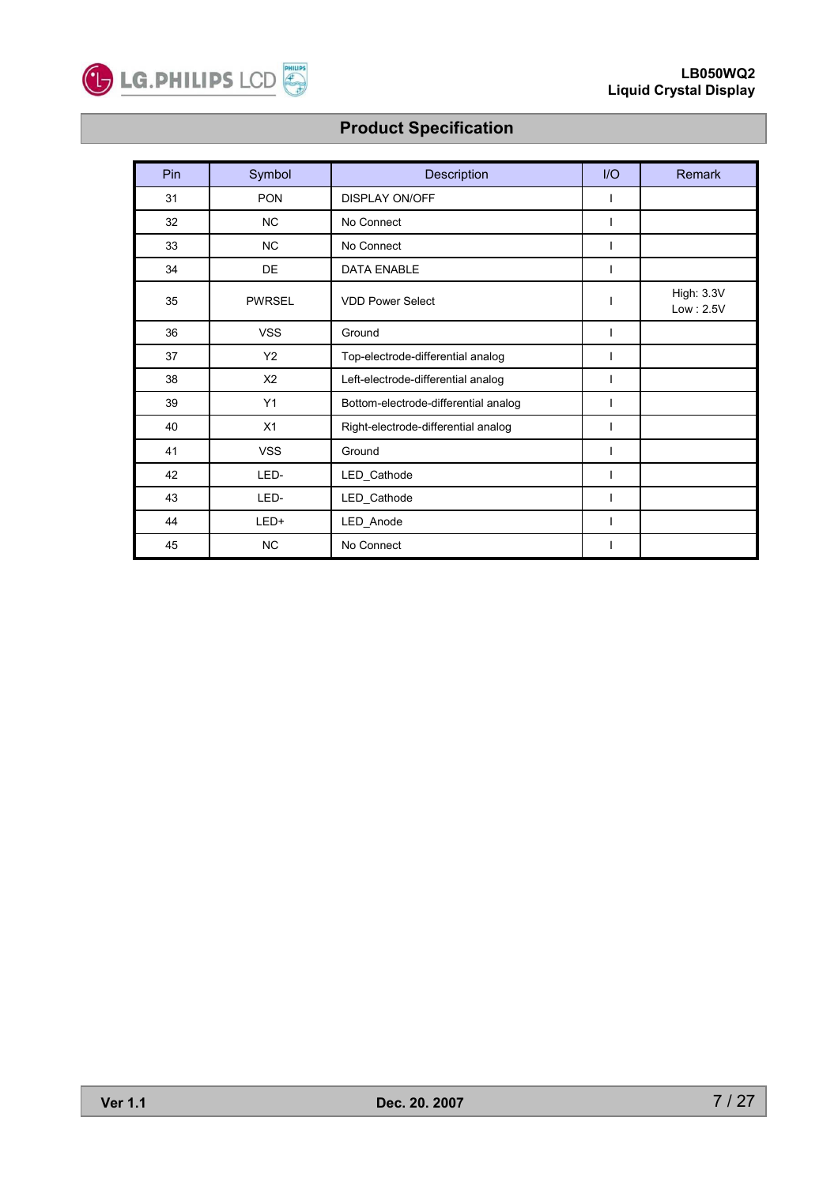## Product Specification

| Pin | Symbol | Description | I/O | Remark |
|---|---|---|---|---|
| 31 | PON | DISPLAY ON/OFF | I | |
| 32 | NC | No Connect | I | |
| 33 | NC | No Connect | I | |
| 34 | DE | DATA ENABLE | I | |
| 35 | PWRSEL | VDD Power Select | I | High: 3.3V<br>Low : 2.5V |
| 36 | VSS | Ground | I | |
| 37 | Y2 | Top-electrode-differential analog | I | |
| 38 | X2 | Left-electrode-differential analog | I | |
| 39 | Y1 | Bottom-electrode-differential analog | I | |
| 40 | X1 | Right-electrode-differential analog | I | |
| 41 | VSS | Ground | I | |
| 42 | LED- | LED_Cathode | I | |
| 43 | LED- | LED_Cathode | I | |
| 44 | LED+ | LED_Anode | I | |
| 45 | NC | No Connect | I | |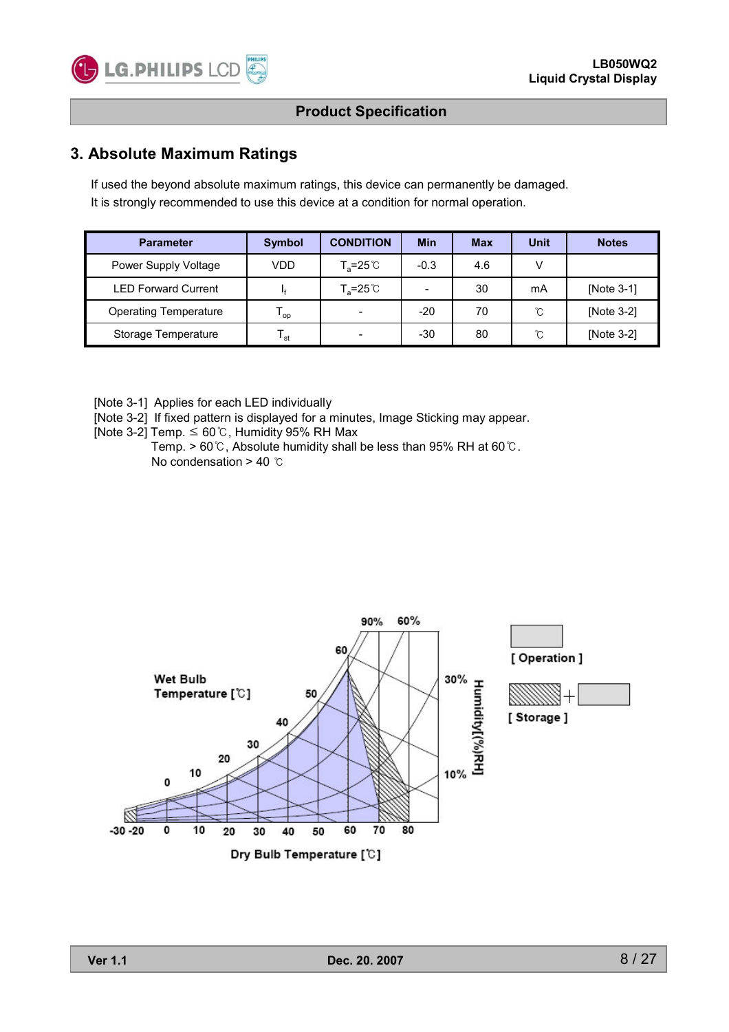## 3. Absolute Maximum Ratings

If used the beyond absolute maximum ratings, this device can permanently be damaged.
It is strongly recommended to use this device at a condition for normal operation.

| Parameter | Symbol | CONDITION | Min | Max | Unit | Notes |
|---|---|---|---|---|---|---|
| Power Supply Voltage | VDD | $T_a$=25℃ | -0.3 | 4.6 | V | |
| LED Forward Current | $I_f$ | $T_a$=25℃ | - | 30 | mA | [Note 3-1] |
| Operating Temperature | $T_{op}$ | - | -20 | 70 | ℃ | [Note 3-2] |
| Storage Temperature | $T_{st}$ | - | -30 | 80 | ℃ | [Note 3-2] |

[Note 3-1] Applies for each LED individually
[Note 3-2] If fixed pattern is displayed for a minutes, Image Sticking may appear.
[Note 3-2] Temp. ≤ 60℃, Humidity 95% RH Max
Temp. > 60℃, Absolute humidity shall be less than 95% RH at 60℃.
No condensation > 40 ℃

Wet Bulb Temperature [℃]

Humidity[(%)RH]

Dry Bulb Temperature [℃]

[ Operation ]

[ Storage ]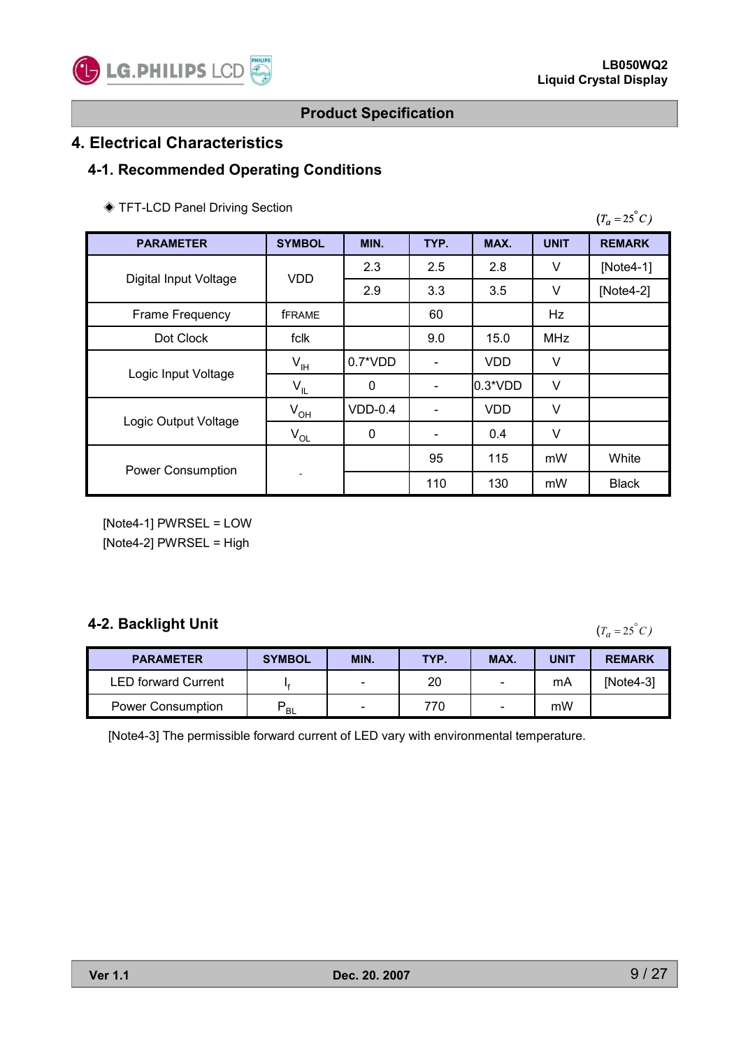## Product Specification

# 4. Electrical Characteristics

## 4-1. Recommended Operating Conditions

◈ TFT-LCD Panel Driving Section

$(T_a = 25^{\circ} C)$

| PARAMETER | SYMBOL | MIN. | TYP. | MAX. | UNIT | REMARK |
|---|---|---|---|---|---|---|
| Digital Input Voltage | VDD | 2.3 | 2.5 | 2.8 | V | [Note4-1] |
| | | 2.9 | 3.3 | 3.5 | V | [Note4-2] |
| Frame Frequency | fFRAME | | 60 | | Hz | |
| Dot Clock | fclk | | 9.0 | 15.0 | MHz | |
| Logic Input Voltage | $V_{IH}$ | 0.7*VDD | - | VDD | V | |
| | $V_{IL}$ | 0 | - | 0.3*VDD | V | |
| Logic Output Voltage | $V_{OH}$ | VDD-0.4 | - | VDD | V | |
| | $V_{OL}$ | 0 | - | 0.4 | V | |
| Power Consumption | - | | 95 | 115 | mW | White |
| | | | 110 | 130 | mW | Black |

[Note4-1] PWRSEL = LOW
[Note4-2] PWRSEL = High

## 4-2. Backlight Unit

$(T_a = 25^{\circ} C)$

| PARAMETER | SYMBOL | MIN. | TYP. | MAX. | UNIT | REMARK |
|---|---|---|---|---|---|---|
| LED forward Current | $I_f$ | - | 20 | - | mA | [Note4-3] |
| Power Consumption | $P_{BL}$ | - | 770 | - | mW | |

[Note4-3] The permissible forward current of LED vary with environmental temperature.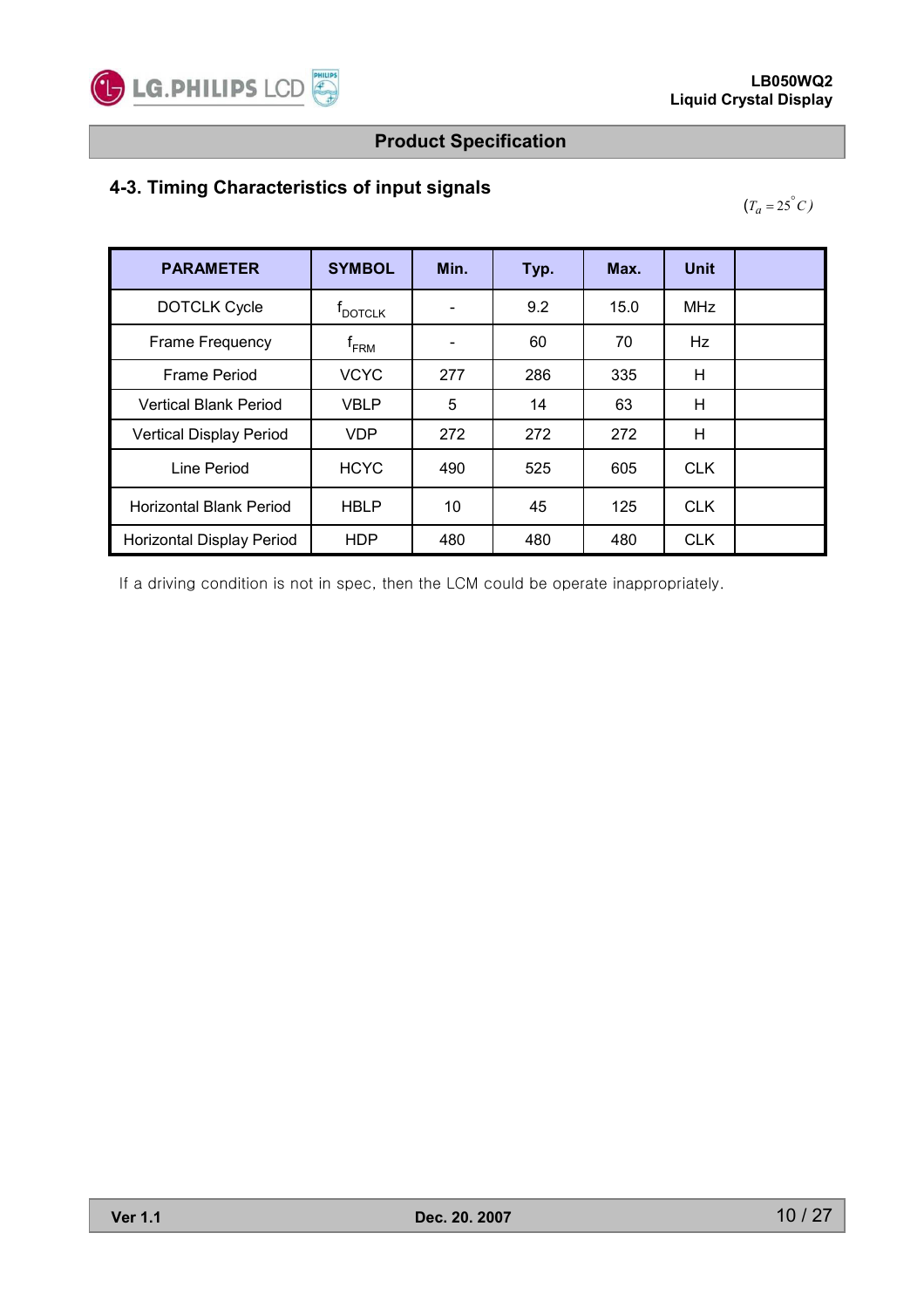## 4-3. Timing Characteristics of input signals

$(T_a = 25^{\circ} C)$

| PARAMETER | SYMBOL | Min. | Typ. | Max. | Unit | |
|---|---|---|---|---|---|---|
| DOTCLK Cycle | $f_{DOTCLK}$ | - | 9.2 | 15.0 | MHz | |
| Frame Frequency | $f_{FRM}$ | - | 60 | 70 | Hz | |
| Frame Period | VCYC | 277 | 286 | 335 | H | |
| Vertical Blank Period | VBLP | 5 | 14 | 63 | H | |
| Vertical Display Period | VDP | 272 | 272 | 272 | H | |
| Line Period | HCYC | 490 | 525 | 605 | CLK | |
| Horizontal Blank Period | HBLP | 10 | 45 | 125 | CLK | |
| Horizontal Display Period | HDP | 480 | 480 | 480 | CLK | |

If a driving condition is not in spec, then the LCM could be operate inappropriately.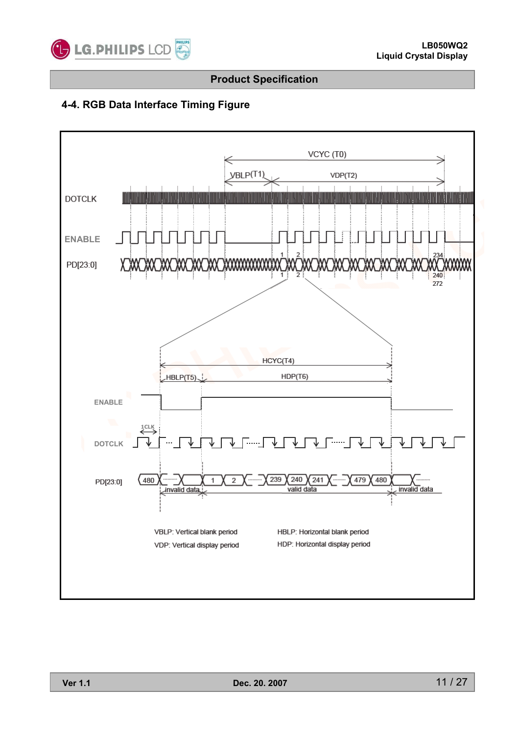## 4-4. RGB Data Interface Timing Figure

VCYC (T0)

VBLP(T1)

VDP(T2)

DOTCLK

ENABLE

PD[23:0]

1 2 234

1 2 240 272

HCYC(T4)

HBLP(T5)

HDP(T6)

ENABLE

1CLK

DOTCLK

PD[23:0]

480 1 2 239 240 241 479 480

invalid data

valid data

invalid data

VBLP: Vertical blank period

VDP: Vertical display period

HBLP: Horizontal blank period

HDP: Horizontal display period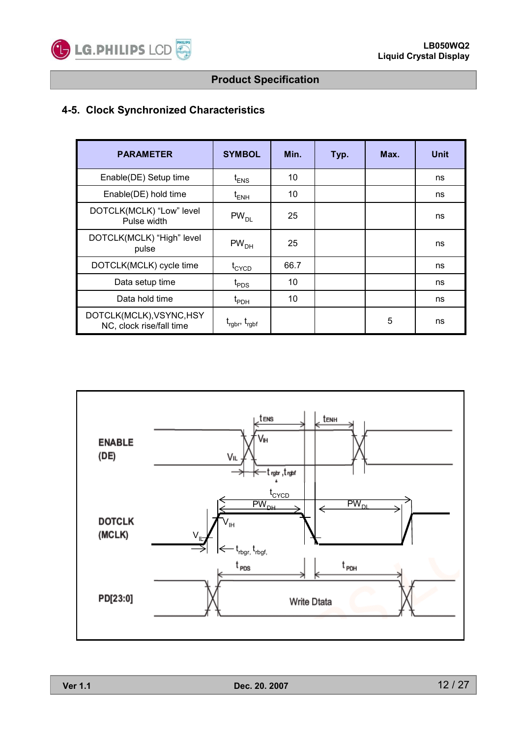## 4-5. Clock Synchronized Characteristics

| PARAMETER | SYMBOL | Min. | Typ. | Max. | Unit |
|---|---|---|---|---|---|
| Enable(DE) Setup time | $t_{ENS}$ | 10 | | | ns |
| Enable(DE) hold time | $t_{ENH}$ | 10 | | | ns |
| DOTCLK(MCLK) "Low" level Pulse width | $PW_{DL}$ | 25 | | | ns |
| DOTCLK(MCLK) "High" level pulse | $PW_{DH}$ | 25 | | | ns |
| DOTCLK(MCLK) cycle time | $t_{CYCD}$ | 66.7 | | | ns |
| Data setup time | $t_{PDS}$ | 10 | | | ns |
| Data hold time | $t_{PDH}$ | 10 | | | ns |
| DOTCLK(MCLK),VSYNC,HSYNC, clock rise/fall time | $t_{rgbr}$, $t_{rgbf}$ | | | 5 | ns |

ENABLE (DE)

DOTCLK (MCLK)

PD[23:0]

Write Dtata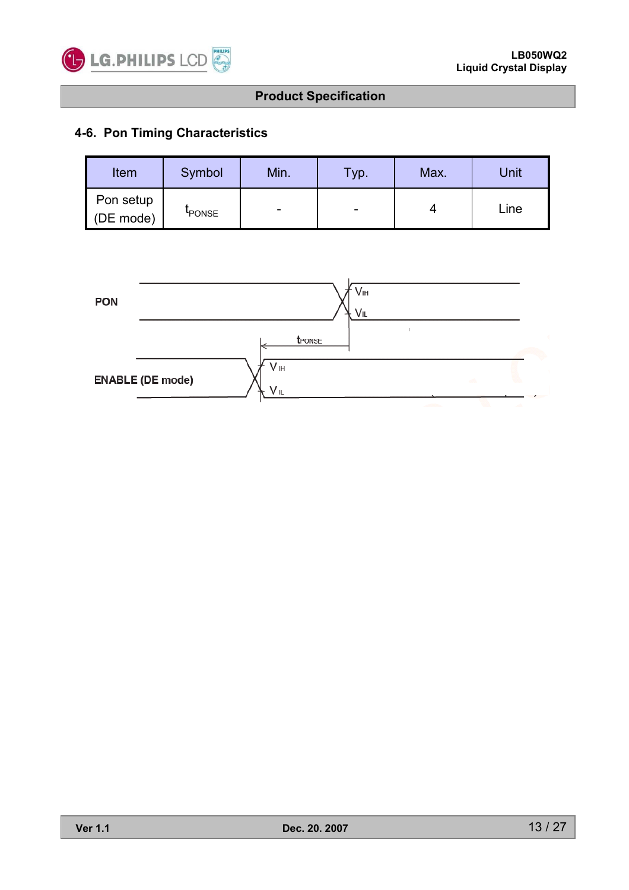## 4-6. Pon Timing Characteristics

| Item | Symbol | Min. | Typ. | Max. | Unit |
|---|---|---|---|---|---|
| Pon setup (DE mode) | $t_{PONSE}$ | - | - | 4 | Line |

PON

$V_{IH}$

$V_{IL}$

$t_{PONSE}$

ENABLE (DE mode)

$V_{IH}$

$V_{IL}$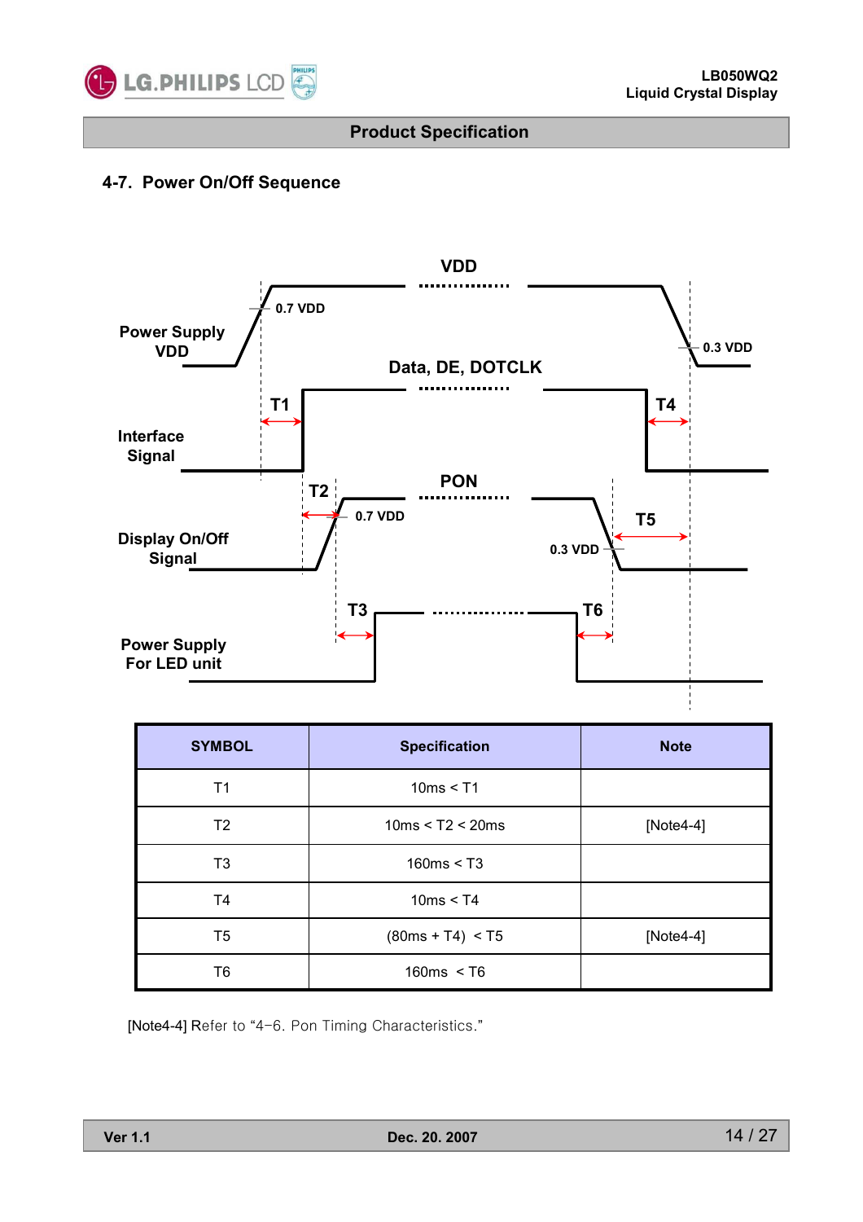## 4-7. Power On/Off Sequence

Power Supply VDD

0.7 VDD

VDD

0.3 VDD

Data, DE, DOTCLK

T1

T4

Interface Signal

T2

PON

Display On/Off Signal

0.7 VDD

T5

0.3 VDD

T3

T6

Power Supply For LED unit

| SYMBOL | Specification | Note |
|---|---|---|
| T1 | 10ms < T1 | |
| T2 | 10ms < T2 < 20ms | [Note4-4] |
| T3 | 160ms < T3 | |
| T4 | 10ms < T4 | |
| T5 | (80ms + T4) < T5 | [Note4-4] |
| T6 | 160ms < T6 | |

[Note4-4] Refer to "4-6. Pon Timing Characteristics."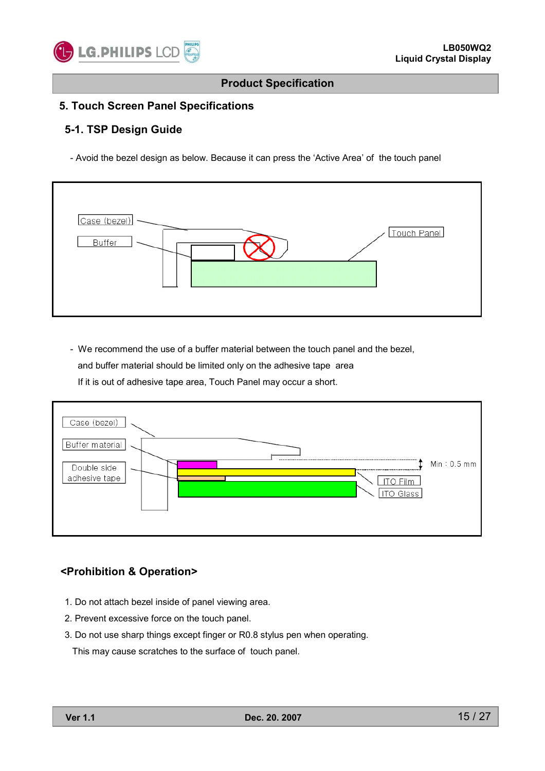## 5. Touch Screen Panel Specifications

### 5-1. TSP Design Guide

- Avoid the bezel design as below. Because it can press the 'Active Area' of the touch panel

Case (bezel)

Buffer

Touch Panel

- We recommend the use of a buffer material between the touch panel and the bezel, and buffer material should be limited only on the adhesive tape area If it is out of adhesive tape area, Touch Panel may occur a short.

Case (bezel)

Buffer material

Double side adhesive tape

Min : 0.5 mm

ITO Film

ITO Glass

### <Prohibition & Operation>

1. Do not attach bezel inside of panel viewing area.
2. Prevent excessive force on the touch panel.
3. Do not use sharp things except finger or R0.8 stylus pen when operating. This may cause scratches to the surface of touch panel.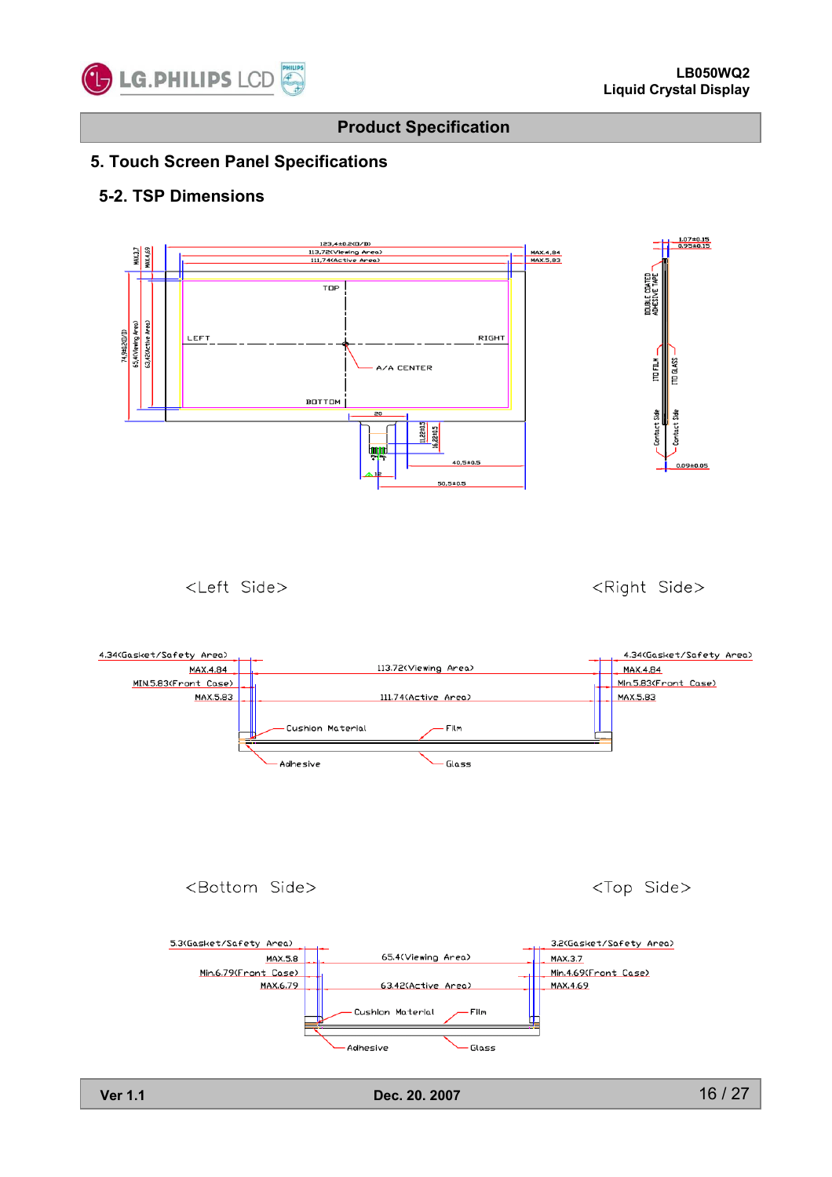## 5. Touch Screen Panel Specifications

### 5-2. TSP Dimensions

123.4±0.2(O/D)
113.72(Viewing Area)
111.74(Active Area)
MAX.4.84
MAX.5.83
MAX.3.7
MAX.4.69
74.9±0.2(O/D)
65.4(Viewing Area)
63.42(Active Area)
TOP
LEFT
RIGHT
A/A CENTER
BOTTOM
20
11.2±0.5
16.2±0.5
40.5±0.5
12
50.5±0.5

1.07±0.15
0.95±0.15
DOUBLE COATED ADHESIVE TAPE
ITO FILM
ITO GLASS
Contact Side
Contact Side
0.09±0.05

<Left Side> <Right Side>

4.34(Gasket/Safety Area)
MAX.4.84
MIN.5.83(Front Case)
MAX.5.83
113.72(Viewing Area)
111.74(Active Area)
4.34(Gasket/Safety Area)
MAX.4.84
Min.5.83(Front Case)
MAX.5.83
Cushion Material
Film
Adhesive
Glass

<Bottom Side> <Top Side>

5.3(Gasket/Safety Area)
MAX.5.8
Min.6.79(Front Case)
MAX.6.79
65.4(Viewing Area)
63.42(Active Area)
3.2(Gasket/Safety Area)
MAX.3.7
Min.4.69(Front Case)
MAX.4.69
Cushion Material
Film
Adhesive
Glass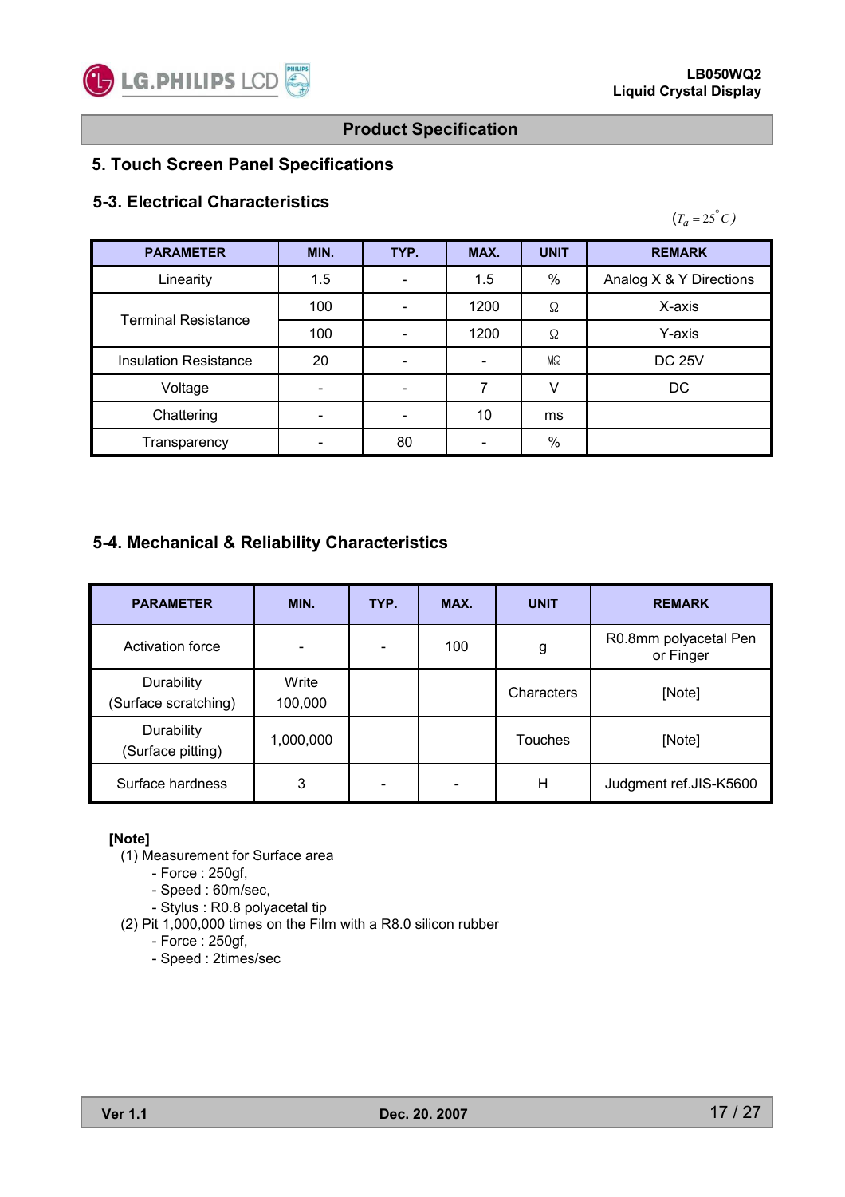## Product Specification

## 5. Touch Screen Panel Specifications

### 5-3. Electrical Characteristics

$(T_a = 25^{\circ}C)$

| PARAMETER | MIN. | TYP. | MAX. | UNIT | REMARK |
|---|---|---|---|---|---|
| Linearity | 1.5 | - | 1.5 | % | Analog X & Y Directions |
| Terminal Resistance | 100 | - | 1200 | Ω | X-axis |
| | 100 | - | 1200 | Ω | Y-axis |
| Insulation Resistance | 20 | - | - | MΩ | DC 25V |
| Voltage | - | - | 7 | V | DC |
| Chattering | - | - | 10 | ms | |
| Transparency | - | 80 | - | % | |

### 5-4. Mechanical & Reliability Characteristics

| PARAMETER | MIN. | TYP. | MAX. | UNIT | REMARK |
|---|---|---|---|---|---|
| Activation force | - | - | 100 | g | R0.8mm polyacetal Pen or Finger |
| Durability (Surface scratching) | Write 100,000 | | | Characters | [Note] |
| Durability (Surface pitting) | 1,000,000 | | | Touches | [Note] |
| Surface hardness | 3 | - | - | H | Judgment ref.JIS-K5600 |

**[Note]**

(1) Measurement for Surface area
- Force : 250gf,
- Speed : 60m/sec,
- Stylus : R0.8 polyacetal tip

(2) Pit 1,000,000 times on the Film with a R8.0 silicon rubber
- Force : 250gf,
- Speed : 2times/sec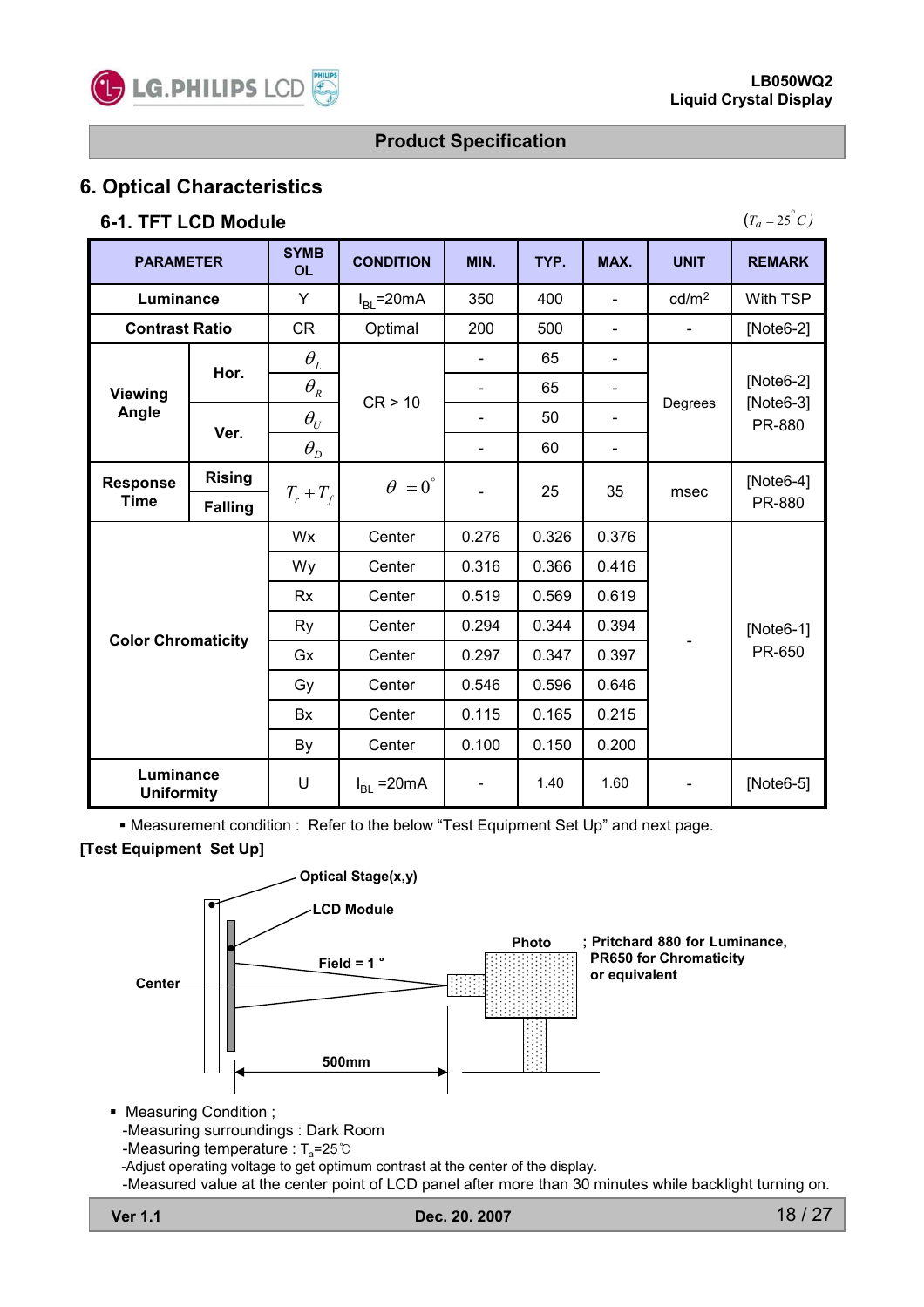## 6. Optical Characteristics

### 6-1. TFT LCD Module

$(T_a = 25^{\circ}C)$

| PARAMETER | | SYMBOL | CONDITION | MIN. | TYP. | MAX. | UNIT | REMARK |
|---|---|---|---|---|---|---|---|---|
| Luminance | | Y | $I_{BL}$=20mA | 350 | 400 | - | cd/m² | With TSP |
| Contrast Ratio | | CR | Optimal | 200 | 500 | - | - | [Note6-2] |
| Viewing Angle | Hor. | $\theta_L$ | CR > 10 | - | 65 | - | Degrees | [Note6-2] [Note6-3] PR-880 |
| | | $\theta_R$ | | - | 65 | - | | |
| | Ver. | $\theta_U$ | | - | 50 | - | | |
| | | $\theta_D$ | | - | 60 | - | | |
| Response Time | Rising / Falling | $T_r + T_f$ | $\theta = 0^{\circ}$ | - | 25 | 35 | msec | [Note6-4] PR-880 |
| Color Chromaticity | | Wx | Center | 0.276 | 0.326 | 0.376 | - | [Note6-1] PR-650 |
| | | Wy | Center | 0.316 | 0.366 | 0.416 | | |
| | | Rx | Center | 0.519 | 0.569 | 0.619 | | |
| | | Ry | Center | 0.294 | 0.344 | 0.394 | | |
| | | Gx | Center | 0.297 | 0.347 | 0.397 | | |
| | | Gy | Center | 0.546 | 0.596 | 0.646 | | |
| | | Bx | Center | 0.115 | 0.165 | 0.215 | | |
| | | By | Center | 0.100 | 0.150 | 0.200 | | |
| Luminance Uniformity | | U | $I_{BL}$ =20mA | - | 1.40 | 1.60 | - | [Note6-5] |

- Measurement condition : Refer to the below "Test Equipment Set Up" and next page.

**[Test Equipment Set Up]**

Optical Stage(x,y)
LCD Module
Center
Field = 1 °
500mm
Photo ; Pritchard 880 for Luminance, PR650 for Chromaticity or equivalent

- Measuring Condition ;
  - -Measuring surroundings : Dark Room
  - -Measuring temperature : $T_a$=25℃
  - -Adjust operating voltage to get optimum contrast at the center of the display.
  - -Measured value at the center point of LCD panel after more than 30 minutes while backlight turning on.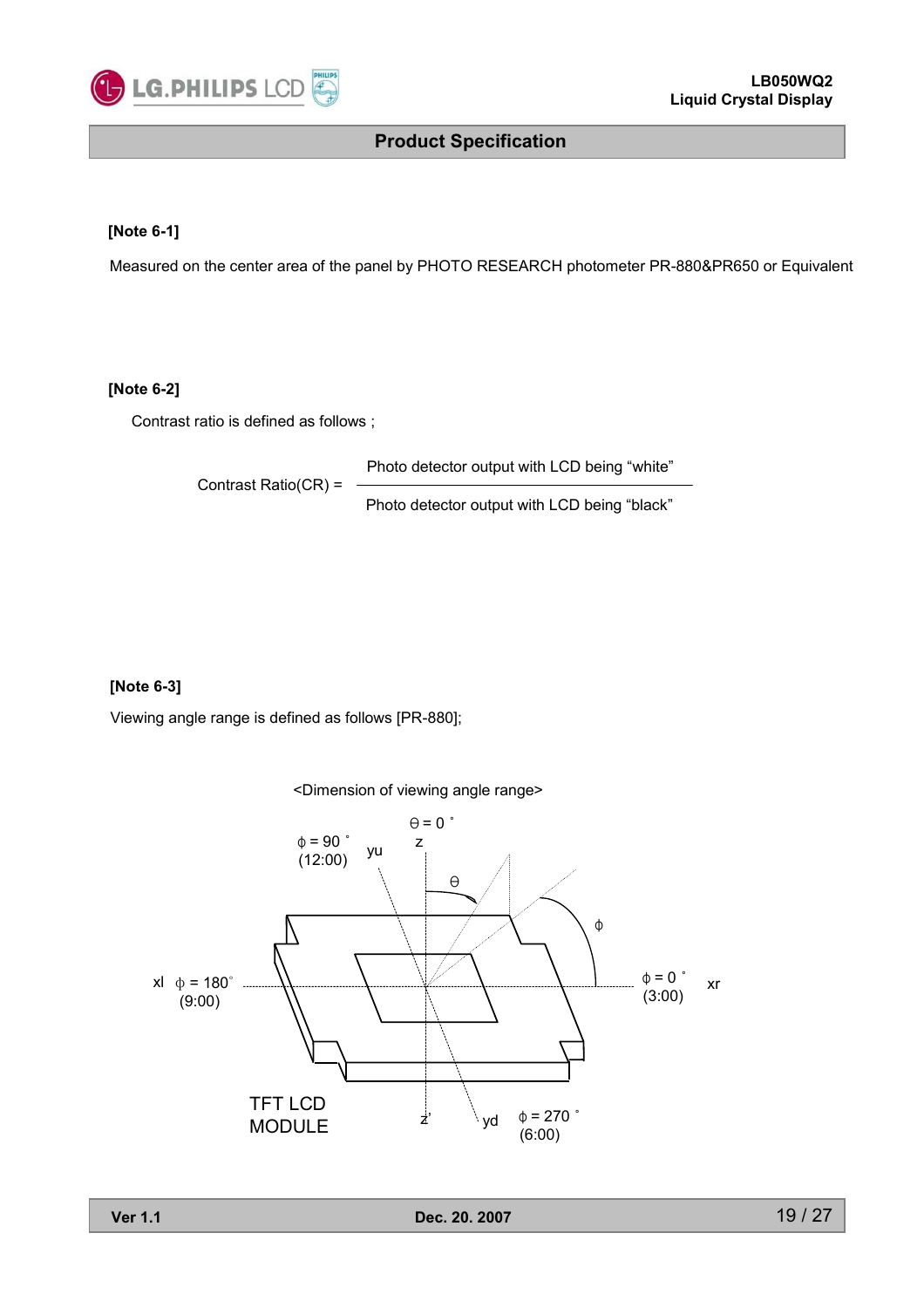**[Note 6-1]**

Measured on the center area of the panel by PHOTO RESEARCH photometer PR-880&PR650 or Equivalent

**[Note 6-2]**

Contrast ratio is defined as follows ;

$$\text{Contrast Ratio(CR)} = \frac{\text{Photo detector output with LCD being “white”}}{\text{Photo detector output with LCD being “black”}}$$

**[Note 6-3]**

Viewing angle range is defined as follows [PR-880];

<Dimension of viewing angle range>

Θ = 0 ˚
z

ϕ = 90 ˚
(12:00) yu

Θ

ϕ

xl ϕ = 180˚
(9:00)

ϕ = 0 ˚
(3:00) xr

TFT LCD
MODULE

z'

yd

ϕ = 270 ˚
(6:00)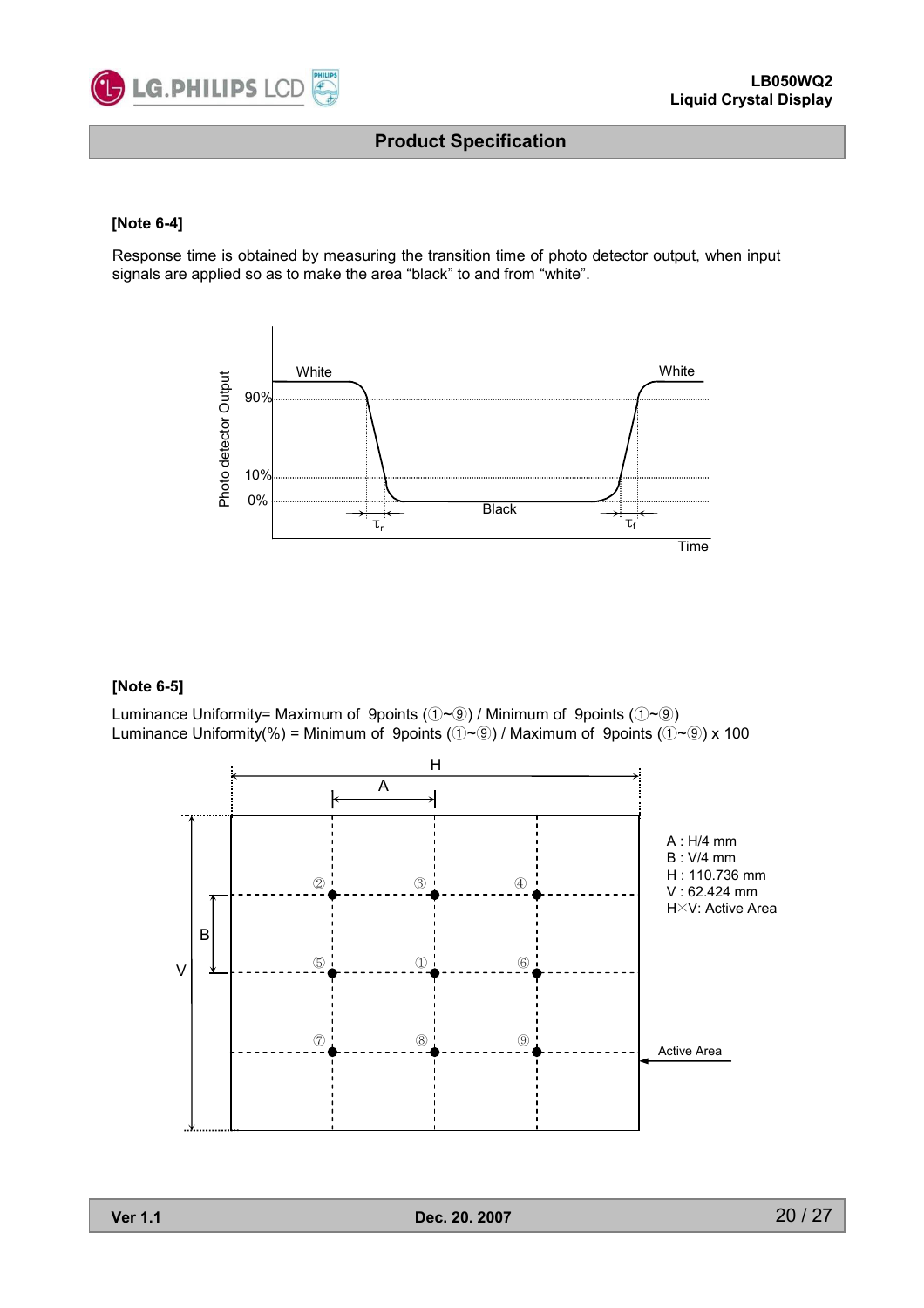**[Note 6-4]**

Response time is obtained by measuring the transition time of photo detector output, when input signals are applied so as to make the area "black" to and from "white".

**[Note 6-5]**

Luminance Uniformity= Maximum of 9points (①~⑨) / Minimum of 9points (①~⑨)
Luminance Uniformity(%) = Minimum of 9points (①~⑨) / Maximum of 9points (①~⑨) x 100

A : H/4 mm
B : V/4 mm
H : 110.736 mm
V : 62.424 mm
H×V: Active Area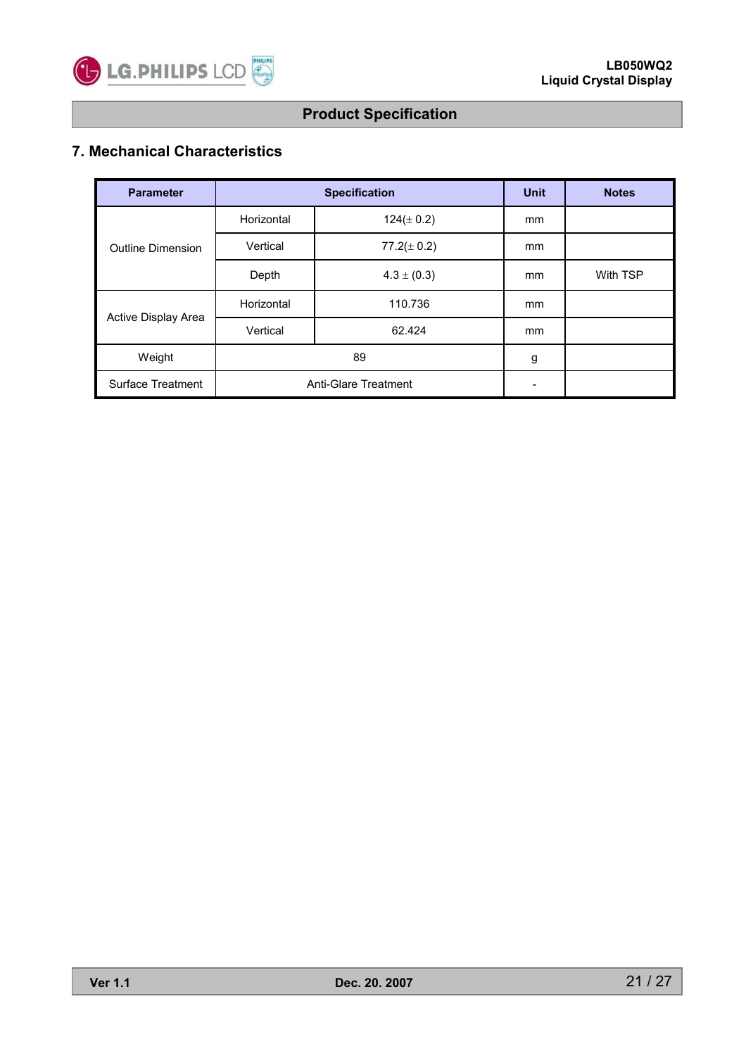## 7. Mechanical Characteristics

| Parameter | Specification | | Unit | Notes |
|---|---|---|---|---|
| Outline Dimension | Horizontal | 124(± 0.2) | mm | |
| | Vertical | 77.2(± 0.2) | mm | |
| | Depth | 4.3 ± (0.3) | mm | With TSP |
| Active Display Area | Horizontal | 110.736 | mm | |
| | Vertical | 62.424 | mm | |
| Weight | 89 | | g | |
| Surface Treatment | Anti-Glare Treatment | | - | |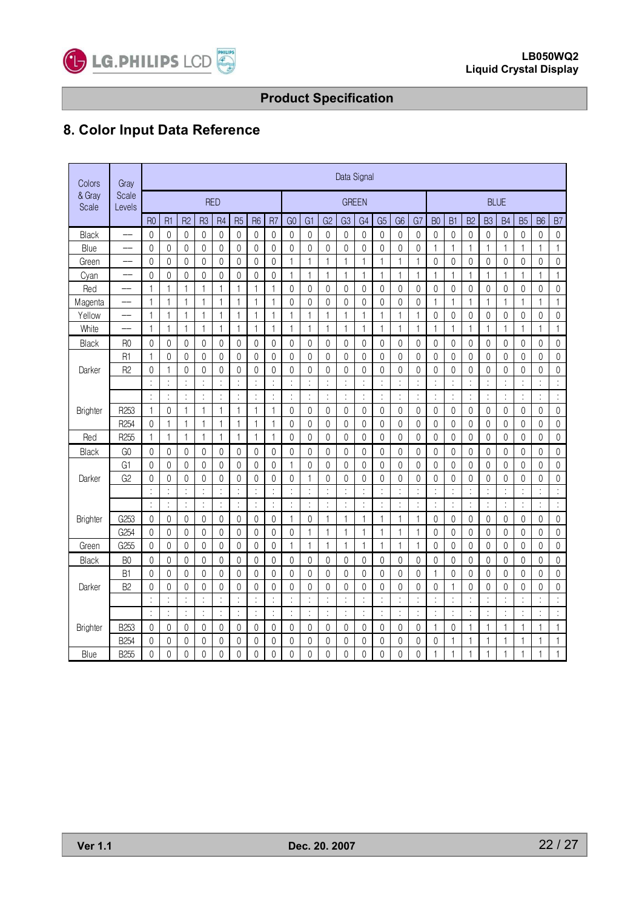## 8. Color Input Data Reference

| Colors & Gray Scale | Gray Scale Levels | Data Signal | | | | | | | | | | | | | | | | | | | | | | | |
|---|---|---|---|---|---|---|---|---|---|---|---|---|---|---|---|---|---|---|---|---|---|---|---|---|---|
| | | RED | | | | | | | | GREEN | | | | | | | | BLUE | | | | | | | |
| | | R0 | R1 | R2 | R3 | R4 | R5 | R6 | R7 | G0 | G1 | G2 | G3 | G4 | G5 | G6 | G7 | B0 | B1 | B2 | B3 | B4 | B5 | B6 | B7 |
| Black | — | 0 | 0 | 0 | 0 | 0 | 0 | 0 | 0 | 0 | 0 | 0 | 0 | 0 | 0 | 0 | 0 | 0 | 0 | 0 | 0 | 0 | 0 | 0 | 0 |
| Blue | — | 0 | 0 | 0 | 0 | 0 | 0 | 0 | 0 | 0 | 0 | 0 | 0 | 0 | 0 | 0 | 0 | 1 | 1 | 1 | 1 | 1 | 1 | 1 | 1 |
| Green | — | 0 | 0 | 0 | 0 | 0 | 0 | 0 | 0 | 1 | 1 | 1 | 1 | 1 | 1 | 1 | 1 | 0 | 0 | 0 | 0 | 0 | 0 | 0 | 0 |
| Cyan | — | 0 | 0 | 0 | 0 | 0 | 0 | 0 | 0 | 1 | 1 | 1 | 1 | 1 | 1 | 1 | 1 | 1 | 1 | 1 | 1 | 1 | 1 | 1 | 1 |
| Red | — | 1 | 1 | 1 | 1 | 1 | 1 | 1 | 1 | 0 | 0 | 0 | 0 | 0 | 0 | 0 | 0 | 0 | 0 | 0 | 0 | 0 | 0 | 0 | 0 |
| Magenta | — | 1 | 1 | 1 | 1 | 1 | 1 | 1 | 1 | 0 | 0 | 0 | 0 | 0 | 0 | 0 | 0 | 1 | 1 | 1 | 1 | 1 | 1 | 1 | 1 |
| Yellow | — | 1 | 1 | 1 | 1 | 1 | 1 | 1 | 1 | 1 | 1 | 1 | 1 | 1 | 1 | 1 | 1 | 0 | 0 | 0 | 0 | 0 | 0 | 0 | 0 |
| White | — | 1 | 1 | 1 | 1 | 1 | 1 | 1 | 1 | 1 | 1 | 1 | 1 | 1 | 1 | 1 | 1 | 1 | 1 | 1 | 1 | 1 | 1 | 1 | 1 |
| Black | R0 | 0 | 0 | 0 | 0 | 0 | 0 | 0 | 0 | 0 | 0 | 0 | 0 | 0 | 0 | 0 | 0 | 0 | 0 | 0 | 0 | 0 | 0 | 0 | 0 |
| Darker | R1 | 1 | 0 | 0 | 0 | 0 | 0 | 0 | 0 | 0 | 0 | 0 | 0 | 0 | 0 | 0 | 0 | 0 | 0 | 0 | 0 | 0 | 0 | 0 | 0 |
| | R2 | 0 | 1 | 0 | 0 | 0 | 0 | 0 | 0 | 0 | 0 | 0 | 0 | 0 | 0 | 0 | 0 | 0 | 0 | 0 | 0 | 0 | 0 | 0 | 0 |
| | | : | : | : | : | : | : | : | : | : | : | : | : | : | : | : | : | : | : | : | : | : | : | : | : |
| | | : | : | : | : | : | : | : | : | : | : | : | : | : | : | : | : | : | : | : | : | : | : | : | : |
| Brighter | R253 | 1 | 0 | 1 | 1 | 1 | 1 | 1 | 1 | 0 | 0 | 0 | 0 | 0 | 0 | 0 | 0 | 0 | 0 | 0 | 0 | 0 | 0 | 0 | 0 |
| | R254 | 0 | 1 | 1 | 1 | 1 | 1 | 1 | 1 | 0 | 0 | 0 | 0 | 0 | 0 | 0 | 0 | 0 | 0 | 0 | 0 | 0 | 0 | 0 | 0 |
| Red | R255 | 1 | 1 | 1 | 1 | 1 | 1 | 1 | 1 | 0 | 0 | 0 | 0 | 0 | 0 | 0 | 0 | 0 | 0 | 0 | 0 | 0 | 0 | 0 | 0 |
| Black | G0 | 0 | 0 | 0 | 0 | 0 | 0 | 0 | 0 | 0 | 0 | 0 | 0 | 0 | 0 | 0 | 0 | 0 | 0 | 0 | 0 | 0 | 0 | 0 | 0 |
| Darker | G1 | 0 | 0 | 0 | 0 | 0 | 0 | 0 | 0 | 1 | 0 | 0 | 0 | 0 | 0 | 0 | 0 | 0 | 0 | 0 | 0 | 0 | 0 | 0 | 0 |
| | G2 | 0 | 0 | 0 | 0 | 0 | 0 | 0 | 0 | 0 | 1 | 0 | 0 | 0 | 0 | 0 | 0 | 0 | 0 | 0 | 0 | 0 | 0 | 0 | 0 |
| | | : | : | : | : | : | : | : | : | : | : | : | : | : | : | : | : | : | : | : | : | : | : | : | : |
| | | : | : | : | : | : | : | : | : | : | : | : | : | : | : | : | : | : | : | : | : | : | : | : | : |
| Brighter | G253 | 0 | 0 | 0 | 0 | 0 | 0 | 0 | 0 | 1 | 0 | 1 | 1 | 1 | 1 | 1 | 1 | 0 | 0 | 0 | 0 | 0 | 0 | 0 | 0 |
| | G254 | 0 | 0 | 0 | 0 | 0 | 0 | 0 | 0 | 0 | 1 | 1 | 1 | 1 | 1 | 1 | 1 | 0 | 0 | 0 | 0 | 0 | 0 | 0 | 0 |
| Green | G255 | 0 | 0 | 0 | 0 | 0 | 0 | 0 | 0 | 1 | 1 | 1 | 1 | 1 | 1 | 1 | 1 | 0 | 0 | 0 | 0 | 0 | 0 | 0 | 0 |
| Black | B0 | 0 | 0 | 0 | 0 | 0 | 0 | 0 | 0 | 0 | 0 | 0 | 0 | 0 | 0 | 0 | 0 | 0 | 0 | 0 | 0 | 0 | 0 | 0 | 0 |
| Darker | B1 | 0 | 0 | 0 | 0 | 0 | 0 | 0 | 0 | 0 | 0 | 0 | 0 | 0 | 0 | 0 | 0 | 1 | 0 | 0 | 0 | 0 | 0 | 0 | 0 |
| | B2 | 0 | 0 | 0 | 0 | 0 | 0 | 0 | 0 | 0 | 0 | 0 | 0 | 0 | 0 | 0 | 0 | 0 | 1 | 0 | 0 | 0 | 0 | 0 | 0 |
| | | : | : | : | : | : | : | : | : | : | : | : | : | : | : | : | : | : | : | : | : | : | : | : | : |
| | | : | : | : | : | : | : | : | : | : | : | : | : | : | : | : | : | : | : | : | : | : | : | : | : |
| Brighter | B253 | 0 | 0 | 0 | 0 | 0 | 0 | 0 | 0 | 0 | 0 | 0 | 0 | 0 | 0 | 0 | 0 | 1 | 0 | 1 | 1 | 1 | 1 | 1 | 1 |
| | B254 | 0 | 0 | 0 | 0 | 0 | 0 | 0 | 0 | 0 | 0 | 0 | 0 | 0 | 0 | 0 | 0 | 0 | 1 | 1 | 1 | 1 | 1 | 1 | 1 |
| Blue | B255 | 0 | 0 | 0 | 0 | 0 | 0 | 0 | 0 | 0 | 0 | 0 | 0 | 0 | 0 | 0 | 0 | 1 | 1 | 1 | 1 | 1 | 1 | 1 | 1 |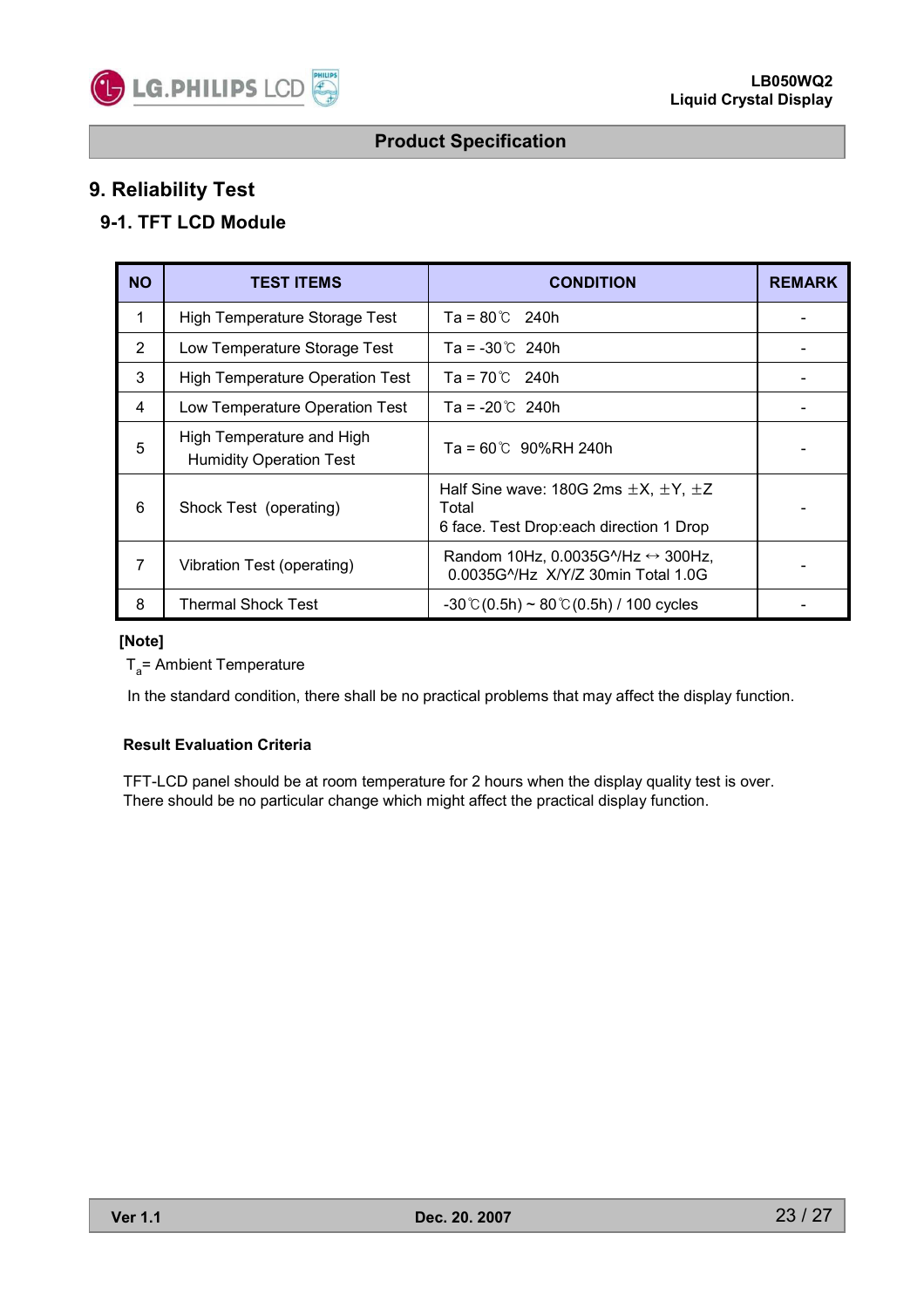# 9. Reliability Test

## 9-1. TFT LCD Module

| NO | TEST ITEMS | CONDITION | REMARK |
|---|---|---|---|
| 1 | High Temperature Storage Test | Ta = 80℃ 240h | - |
| 2 | Low Temperature Storage Test | Ta = -30℃ 240h | - |
| 3 | High Temperature Operation Test | Ta = 70℃ 240h | - |
| 4 | Low Temperature Operation Test | Ta = -20℃ 240h | - |
| 5 | High Temperature and High Humidity Operation Test | Ta = 60℃ 90%RH 240h | - |
| 6 | Shock Test (operating) | Half Sine wave: 180G 2ms ±X, ±Y, ±Z Total 6 face. Test Drop:each direction 1 Drop | - |
| 7 | Vibration Test (operating) | Random 10Hz, 0.0035G^/Hz ↔ 300Hz, 0.0035G^/Hz X/Y/Z 30min Total 1.0G | - |
| 8 | Thermal Shock Test | -30℃(0.5h) ~ 80℃(0.5h) / 100 cycles | - |

**[Note]**

$T_a$ = Ambient Temperature

In the standard condition, there shall be no practical problems that may affect the display function.

**Result Evaluation Criteria**

TFT-LCD panel should be at room temperature for 2 hours when the display quality test is over.
There should be no particular change which might affect the practical display function.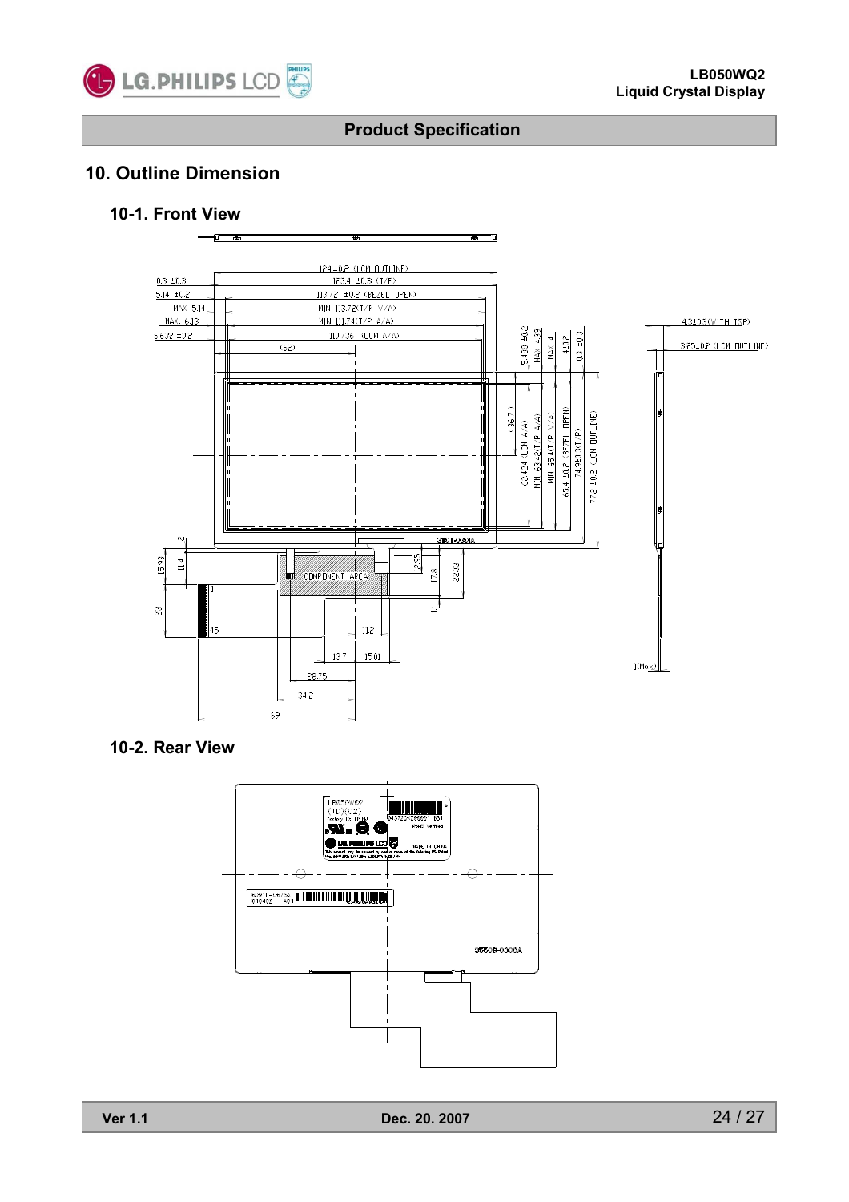## 10. Outline Dimension

### 10-1. Front View

### 10-2. Rear View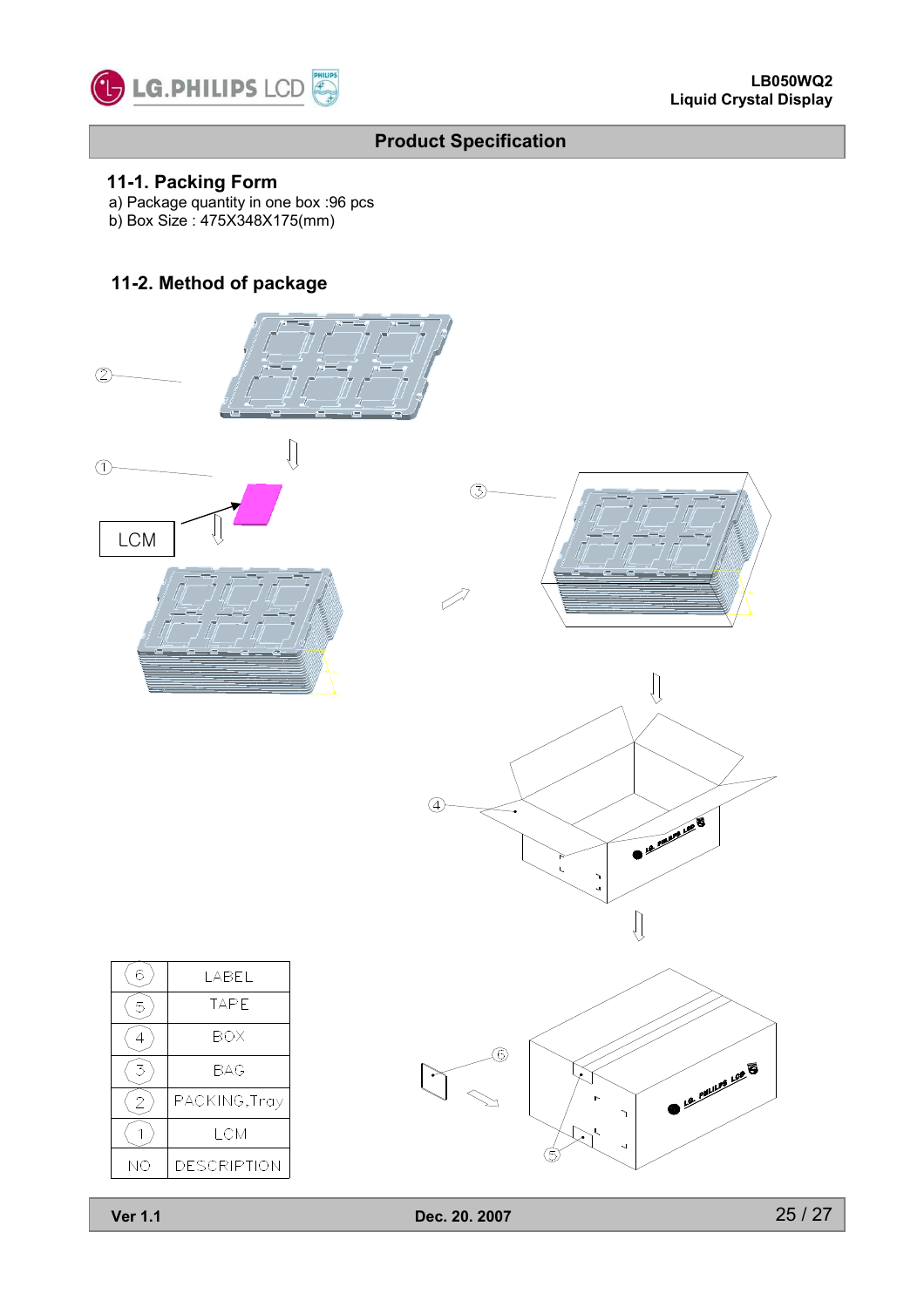## Product Specification

### 11-1. Packing Form

a) Package quantity in one box :96 pcs

b) Box Size : 475X348X175(mm)

### 11-2. Method of package

| NO | DESCRIPTION |
|---|---|
| 6 | LABEL |
| 5 | TAPE |
| 4 | BOX |
| 3 | BAG |
| 2 | PACKING,Tray |
| 1 | LCM |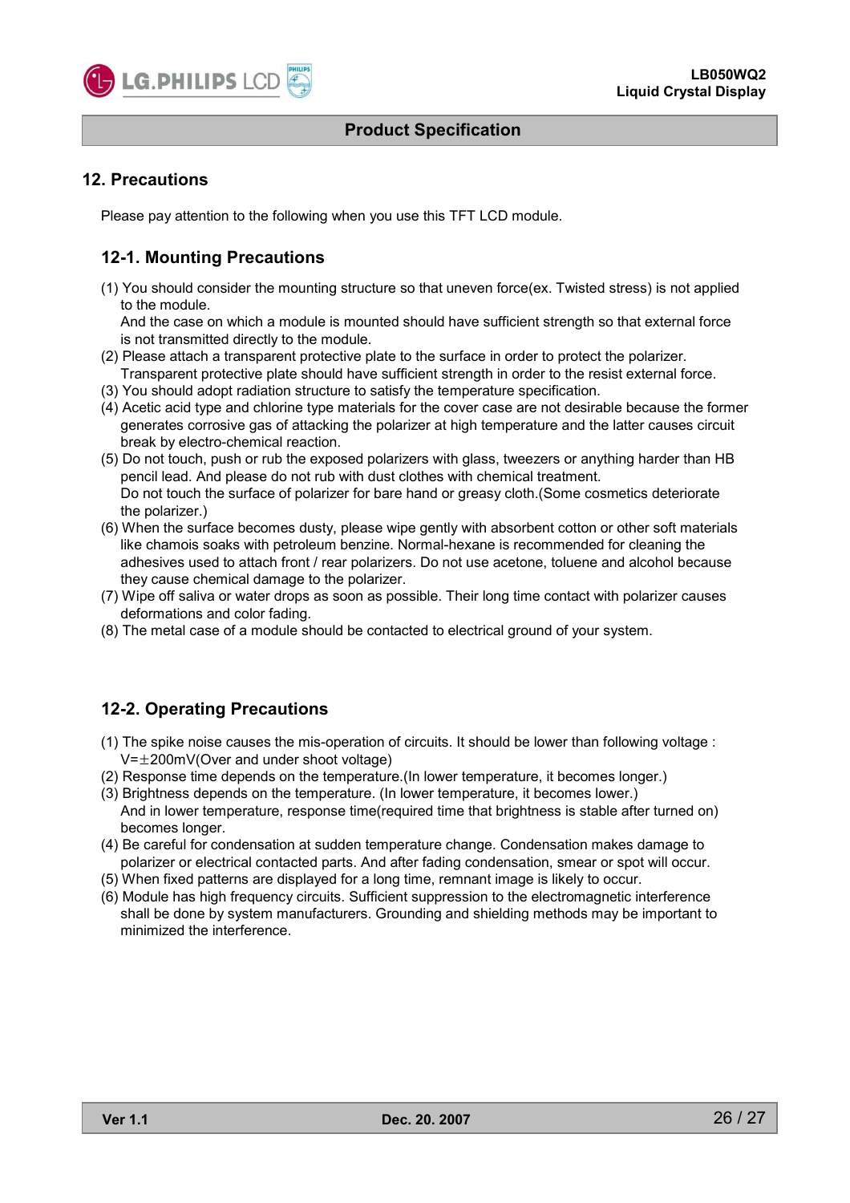## 12. Precautions

Please pay attention to the following when you use this TFT LCD module.

### 12-1. Mounting Precautions

(1) You should consider the mounting structure so that uneven force(ex. Twisted stress) is not applied to the module.
And the case on which a module is mounted should have sufficient strength so that external force is not transmitted directly to the module.
(2) Please attach a transparent protective plate to the surface in order to protect the polarizer.
Transparent protective plate should have sufficient strength in order to the resist external force.
(3) You should adopt radiation structure to satisfy the temperature specification.
(4) Acetic acid type and chlorine type materials for the cover case are not desirable because the former generates corrosive gas of attacking the polarizer at high temperature and the latter causes circuit break by electro-chemical reaction.
(5) Do not touch, push or rub the exposed polarizers with glass, tweezers or anything harder than HB pencil lead. And please do not rub with dust clothes with chemical treatment.
Do not touch the surface of polarizer for bare hand or greasy cloth.(Some cosmetics deteriorate the polarizer.)
(6) When the surface becomes dusty, please wipe gently with absorbent cotton or other soft materials like chamois soaks with petroleum benzine. Normal-hexane is recommended for cleaning the adhesives used to attach front / rear polarizers. Do not use acetone, toluene and alcohol because they cause chemical damage to the polarizer.
(7) Wipe off saliva or water drops as soon as possible. Their long time contact with polarizer causes deformations and color fading.
(8) The metal case of a module should be contacted to electrical ground of your system.

### 12-2. Operating Precautions

(1) The spike noise causes the mis-operation of circuits. It should be lower than following voltage :
V=±200mV(Over and under shoot voltage)
(2) Response time depends on the temperature.(In lower temperature, it becomes longer.)
(3) Brightness depends on the temperature. (In lower temperature, it becomes lower.)
And in lower temperature, response time(required time that brightness is stable after turned on) becomes longer.
(4) Be careful for condensation at sudden temperature change. Condensation makes damage to polarizer or electrical contacted parts. And after fading condensation, smear or spot will occur.
(5) When fixed patterns are displayed for a long time, remnant image is likely to occur.
(6) Module has high frequency circuits. Sufficient suppression to the electromagnetic interference shall be done by system manufacturers. Grounding and shielding methods may be important to minimized the interference.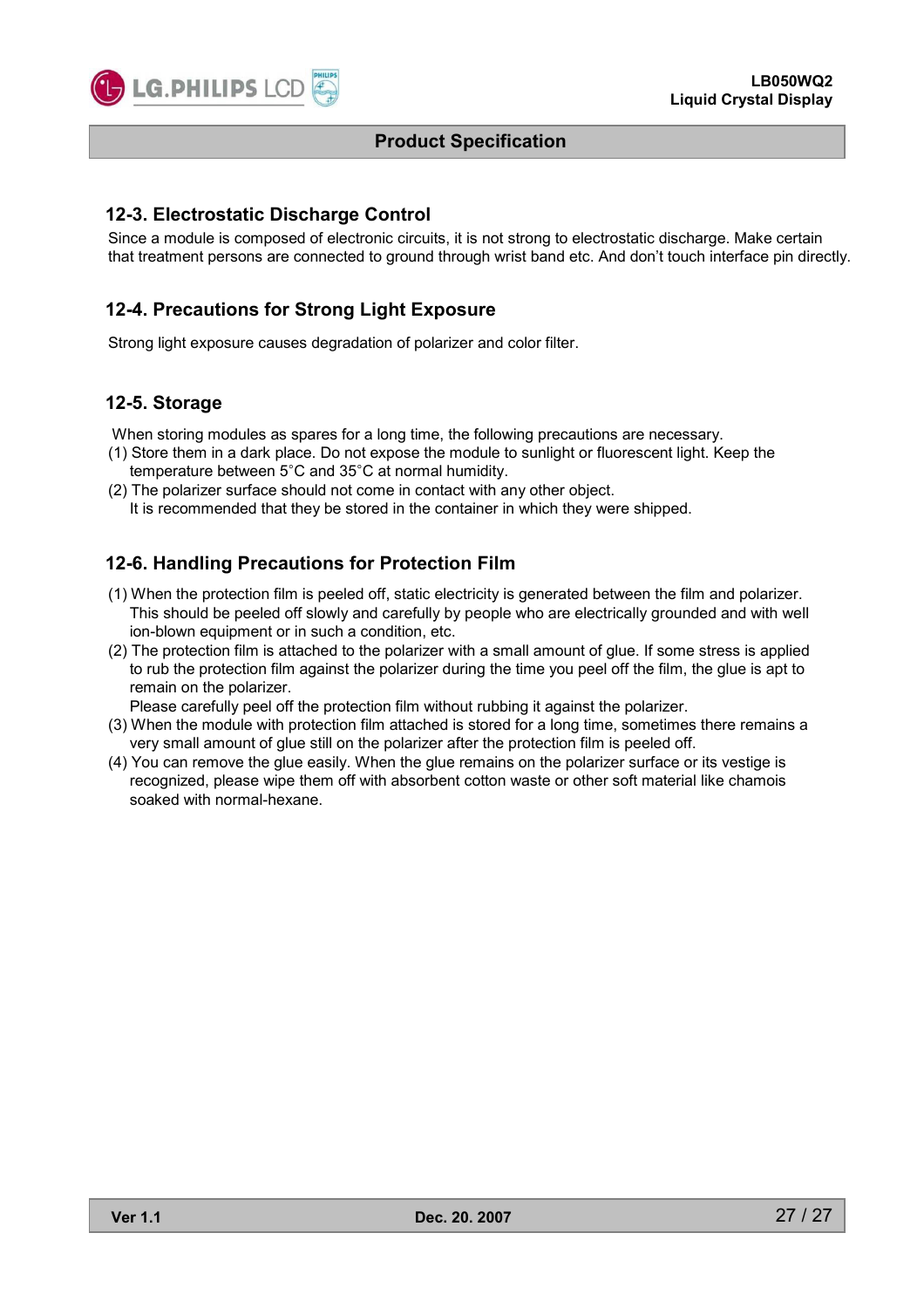### 12-3. Electrostatic Discharge Control

Since a module is composed of electronic circuits, it is not strong to electrostatic discharge. Make certain that treatment persons are connected to ground through wrist band etc. And don't touch interface pin directly.

### 12-4. Precautions for Strong Light Exposure

Strong light exposure causes degradation of polarizer and color filter.

### 12-5. Storage

When storing modules as spares for a long time, the following precautions are necessary.

(1) Store them in a dark place. Do not expose the module to sunlight or fluorescent light. Keep the temperature between 5°C and 35°C at normal humidity.

(2) The polarizer surface should not come in contact with any other object.
It is recommended that they be stored in the container in which they were shipped.

### 12-6. Handling Precautions for Protection Film

(1) When the protection film is peeled off, static electricity is generated between the film and polarizer. This should be peeled off slowly and carefully by people who are electrically grounded and with well ion-blown equipment or in such a condition, etc.

(2) The protection film is attached to the polarizer with a small amount of glue. If some stress is applied to rub the protection film against the polarizer during the time you peel off the film, the glue is apt to remain on the polarizer.
Please carefully peel off the protection film without rubbing it against the polarizer.

(3) When the module with protection film attached is stored for a long time, sometimes there remains a very small amount of glue still on the polarizer after the protection film is peeled off.

(4) You can remove the glue easily. When the glue remains on the polarizer surface or its vestige is recognized, please wipe them off with absorbent cotton waste or other soft material like chamois soaked with normal-hexane.